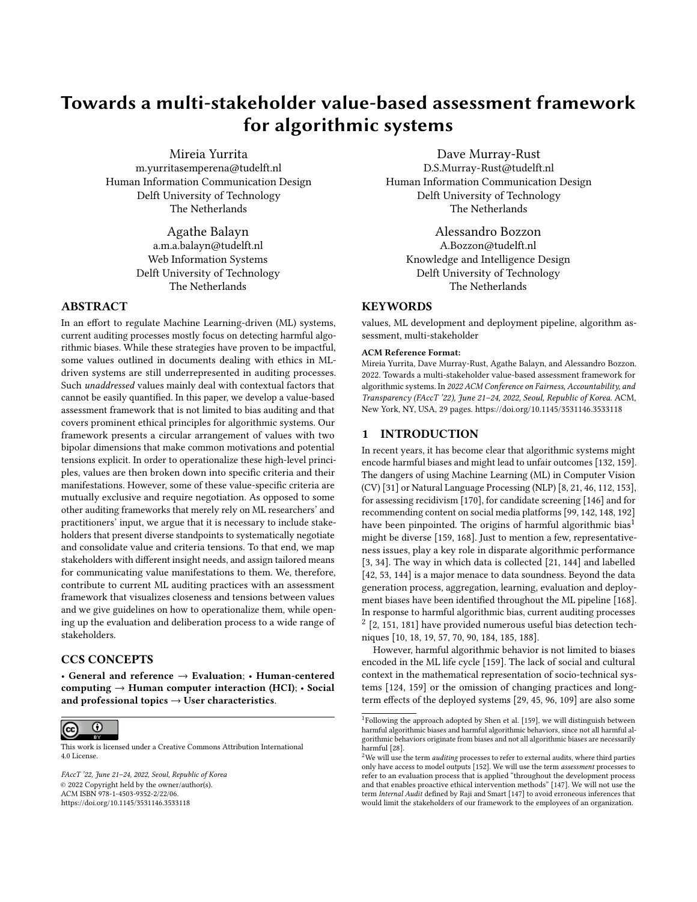# Towards a multi-stakeholder value-based assessment framework for algorithmic systems

Mireia Yurrita
m.yurritasemperena@tudelft.nl
Human Information Communication Design
Delft University of Technology
The Netherlands

Dave Murray-Rust
D.S.Murray-Rust@tudelft.nl
Human Information Communication Design
Delft University of Technology
The Netherlands

Agathe Balayn
a.m.a.balayn@tudelft.nl
Web Information Systems
Delft University of Technology
The Netherlands

Alessandro Bozzon
A.Bozzon@tudelft.nl
Knowledge and Intelligence Design
Delft University of Technology
The Netherlands

## ABSTRACT

In an effort to regulate Machine Learning-driven (ML) systems, current auditing processes mostly focus on detecting harmful algorithmic biases. While these strategies have proven to be impactful, some values outlined in documents dealing with ethics in ML-driven systems are still underrepresented in auditing processes. Such *unaddressed* values mainly deal with contextual factors that cannot be easily quantified. In this paper, we develop a value-based assessment framework that is not limited to bias auditing and that covers prominent ethical principles for algorithmic systems. Our framework presents a circular arrangement of values with two bipolar dimensions that make common motivations and potential tensions explicit. In order to operationalize these high-level principles, values are then broken down into specific criteria and their manifestations. However, some of these value-specific criteria are mutually exclusive and require negotiation. As opposed to some other auditing frameworks that merely rely on ML researchers' and practitioners' input, we argue that it is necessary to include stakeholders that present diverse standpoints to systematically negotiate and consolidate value and criteria tensions. To that end, we map stakeholders with different insight needs, and assign tailored means for communicating value manifestations to them. We, therefore, contribute to current ML auditing practices with an assessment framework that visualizes closeness and tensions between values and we give guidelines on how to operationalize them, while opening up the evaluation and deliberation process to a wide range of stakeholders.

## CCS CONCEPTS

• **General and reference** → **Evaluation**; • **Human-centered computing** → **Human computer interaction (HCI)**; • **Social and professional topics** → **User characteristics**.

This work is licensed under a Creative Commons Attribution International 4.0 License.

*FAccT '22, June 21–24, 2022, Seoul, Republic of Korea*
© 2022 Copyright held by the owner/author(s).
ACM ISBN 978-1-4503-9352-2/22/06.
https://doi.org/10.1145/3531146.3533118

## KEYWORDS

values, ML development and deployment pipeline, algorithm assessment, multi-stakeholder

**ACM Reference Format:**
Mireia Yurrita, Dave Murray-Rust, Agathe Balayn, and Alessandro Bozzon. 2022. Towards a multi-stakeholder value-based assessment framework for algorithmic systems. In *2022 ACM Conference on Fairness, Accountability, and Transparency (FAccT '22), June 21–24, 2022, Seoul, Republic of Korea.* ACM, New York, NY, USA, 29 pages. https://doi.org/10.1145/3531146.3533118

## 1 INTRODUCTION

In recent years, it has become clear that algorithmic systems might encode harmful biases and might lead to unfair outcomes [132, 159]. The dangers of using Machine Learning (ML) in Computer Vision (CV) [31] or Natural Language Processing (NLP) [8, 21, 46, 112, 153], for assessing recidivism [170], for candidate screening [146] and for recommending content on social media platforms [99, 142, 148, 192] have been pinpointed. The origins of harmful algorithmic bias[1] might be diverse [159, 168]. Just to mention a few, representativeness issues, play a key role in disparate algorithmic performance [3, 34]. The way in which data is collected [21, 144] and labelled [42, 53, 144] is a major menace to data soundness. Beyond the data generation process, aggregation, learning, evaluation and deployment biases have been identified throughout the ML pipeline [168]. In response to harmful algorithmic bias, current auditing processes [2] [2, 151, 181] have provided numerous useful bias detection techniques [10, 18, 19, 57, 70, 90, 184, 185, 188].

However, harmful algorithmic behavior is not limited to biases encoded in the ML life cycle [159]. The lack of social and cultural context in the mathematical representation of socio-technical systems [124, 159] or the omission of changing practices and long-term effects of the deployed systems [29, 45, 96, 109] are also some

[1] Following the approach adopted by Shen et al. [159], we will distinguish between harmful algorithmic biases and harmful algorithmic behaviors, since not all harmful algorithmic behaviors originate from biases and not all algorithmic biases are necessarily harmful [28].

[2] We will use the term *auditing* processes to refer to external audits, where third parties only have access to model outputs [152]. We will use the term *assessment* processes to refer to an evaluation process that is applied "throughout the development process and that enables proactive ethical intervention methods" [147]. We will not use the term *Internal Audit* defined by Raji and Smart [147] to avoid erroneous inferences that would limit the stakeholders of our framework to the employees of an organization.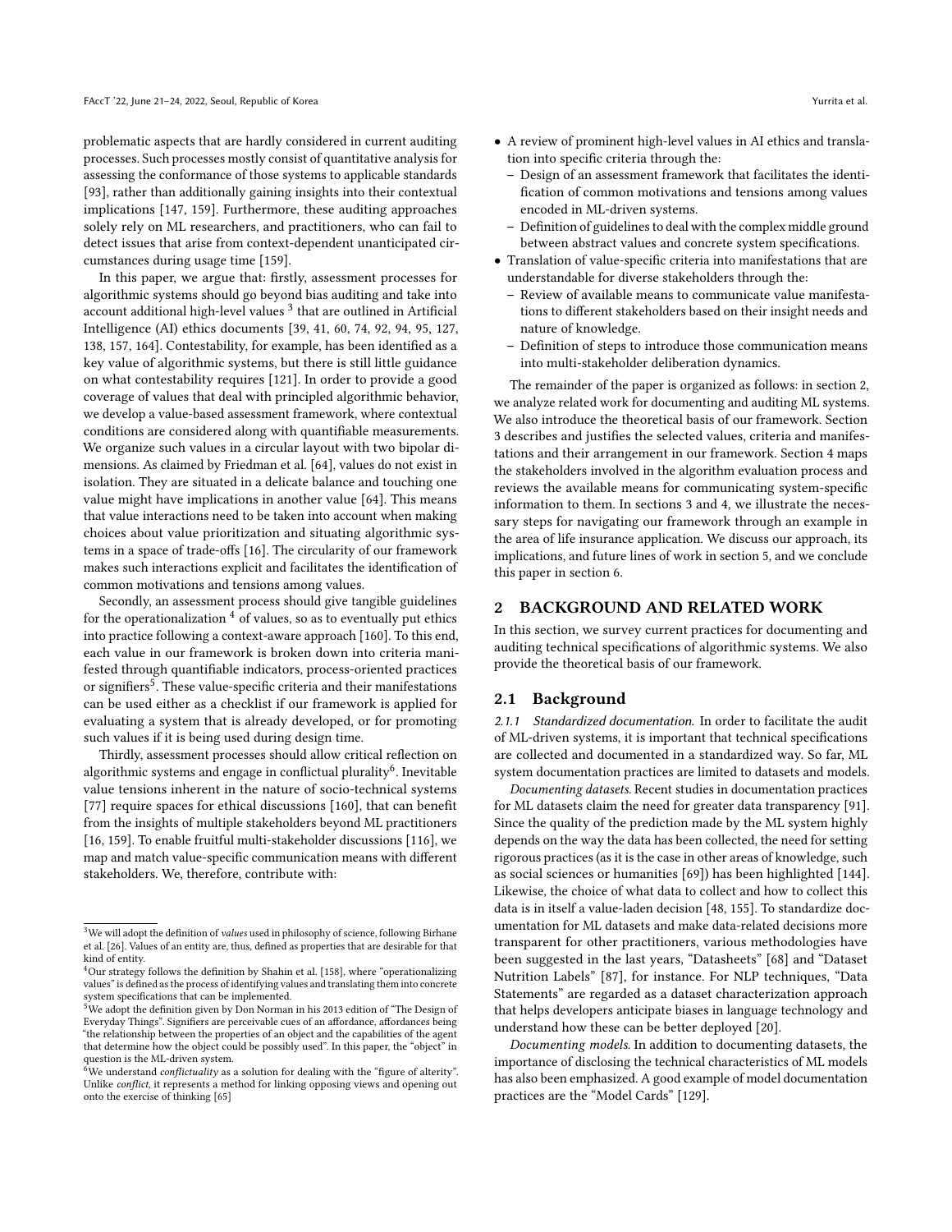problematic aspects that are hardly considered in current auditing processes. Such processes mostly consist of quantitative analysis for assessing the conformance of those systems to applicable standards [93], rather than additionally gaining insights into their contextual implications [147, 159]. Furthermore, these auditing approaches solely rely on ML researchers, and practitioners, who can fail to detect issues that arise from context-dependent unanticipated circumstances during usage time [159].

In this paper, we argue that: firstly, assessment processes for algorithmic systems should go beyond bias auditing and take into account additional high-level values [3] that are outlined in Artificial Intelligence (AI) ethics documents [39, 41, 60, 74, 92, 94, 95, 127, 138, 157, 164]. Contestability, for example, has been identified as a key value of algorithmic systems, but there is still little guidance on what contestability requires [121]. In order to provide a good coverage of values that deal with principled algorithmic behavior, we develop a value-based assessment framework, where contextual conditions are considered along with quantifiable measurements. We organize such values in a circular layout with two bipolar dimensions. As claimed by Friedman et al. [64], values do not exist in isolation. They are situated in a delicate balance and touching one value might have implications in another value [64]. This means that value interactions need to be taken into account when making choices about value prioritization and situating algorithmic systems in a space of trade-offs [16]. The circularity of our framework makes such interactions explicit and facilitates the identification of common motivations and tensions among values.

Secondly, an assessment process should give tangible guidelines for the operationalization [4] of values, so as to eventually put ethics into practice following a context-aware approach [160]. To this end, each value in our framework is broken down into criteria manifested through quantifiable indicators, process-oriented practices or signifiers[5]. These value-specific criteria and their manifestations can be used either as a checklist if our framework is applied for evaluating a system that is already developed, or for promoting such values if it is being used during design time.

Thirdly, assessment processes should allow critical reflection on algorithmic systems and engage in conflictual plurality[6]. Inevitable value tensions inherent in the nature of socio-technical systems [77] require spaces for ethical discussions [160], that can benefit from the insights of multiple stakeholders beyond ML practitioners [16, 159]. To enable fruitful multi-stakeholder discussions [116], we map and match value-specific communication means with different stakeholders. We, therefore, contribute with:

- A review of prominent high-level values in AI ethics and translation into specific criteria through the:
  - Design of an assessment framework that facilitates the identification of common motivations and tensions among values encoded in ML-driven systems.
  - Definition of guidelines to deal with the complex middle ground between abstract values and concrete system specifications.
- Translation of value-specific criteria into manifestations that are understandable for diverse stakeholders through the:
  - Review of available means to communicate value manifestations to different stakeholders based on their insight needs and nature of knowledge.
  - Definition of steps to introduce those communication means into multi-stakeholder deliberation dynamics.

The remainder of the paper is organized as follows: in section 2, we analyze related work for documenting and auditing ML systems. We also introduce the theoretical basis of our framework. Section 3 describes and justifies the selected values, criteria and manifestations and their arrangement in our framework. Section 4 maps the stakeholders involved in the algorithm evaluation process and reviews the available means for communicating system-specific information to them. In sections 3 and 4, we illustrate the necessary steps for navigating our framework through an example in the area of life insurance application. We discuss our approach, its implications, and future lines of work in section 5, and we conclude this paper in section 6.

## 2 BACKGROUND AND RELATED WORK

In this section, we survey current practices for documenting and auditing technical specifications of algorithmic systems. We also provide the theoretical basis of the framework.

### 2.1 Background

*2.1.1 Standardized documentation.* In order to facilitate the audit of ML-driven systems, it is important that technical specifications are collected and documented in a standardized way. So far, ML system documentation practices are limited to datasets and models.

*Documenting datasets.* Recent studies in documentation practices for ML datasets claim the need for greater data transparency [91]. Since the quality of the prediction made by the ML system highly depends on the way the data has been collected, the need for setting rigorous practices (as it is the case in other areas of knowledge, such as social sciences or humanities [69]) has been highlighted [144]. Likewise, the choice of what data to collect and how to collect this data is in itself a value-laden decision [48, 155]. To standardize documentation for ML datasets and make data-related decisions more transparent for other practitioners, various methodologies have been suggested in the last years, "Datasheets" [68] and "Dataset Nutrition Labels" [87], for instance. For NLP techniques, "Data Statements" are regarded as a dataset characterization approach that helps developers anticipate biases in language technology and understand how these can be better deployed [20].

*Documenting models.* In addition to documenting datasets, the importance of disclosing the technical characteristics of ML models has also been emphasized. A good example of model documentation practices are the "Model Cards" [129].

---

[3] We will adopt the definition of *values* used in philosophy of science, following Birhane et al. [26]. Values of an entity are, thus, defined as properties that are desirable for that kind of entity.

[4] Our strategy follows the definition by Shahin et al. [158], where "operationalizing values" is defined as the process of identifying values and translating them into concrete system specifications that can be implemented.

[5] We adopt the definition given by Don Norman in his 2013 edition of "The Design of Everyday Things". Signifiers are perceivable cues of an affordance, affordances being "the relationship between the properties of an object and the capabilities of the agent that determine how the object could be possibly used". In this paper, the "object" in question is the ML-driven system.

[6] We understand *conflictuality* as a solution for dealing with the "figure of alterity". Unlike *conflict*, it represents a method for linking opposing views and opening out onto the exercise of thinking [65]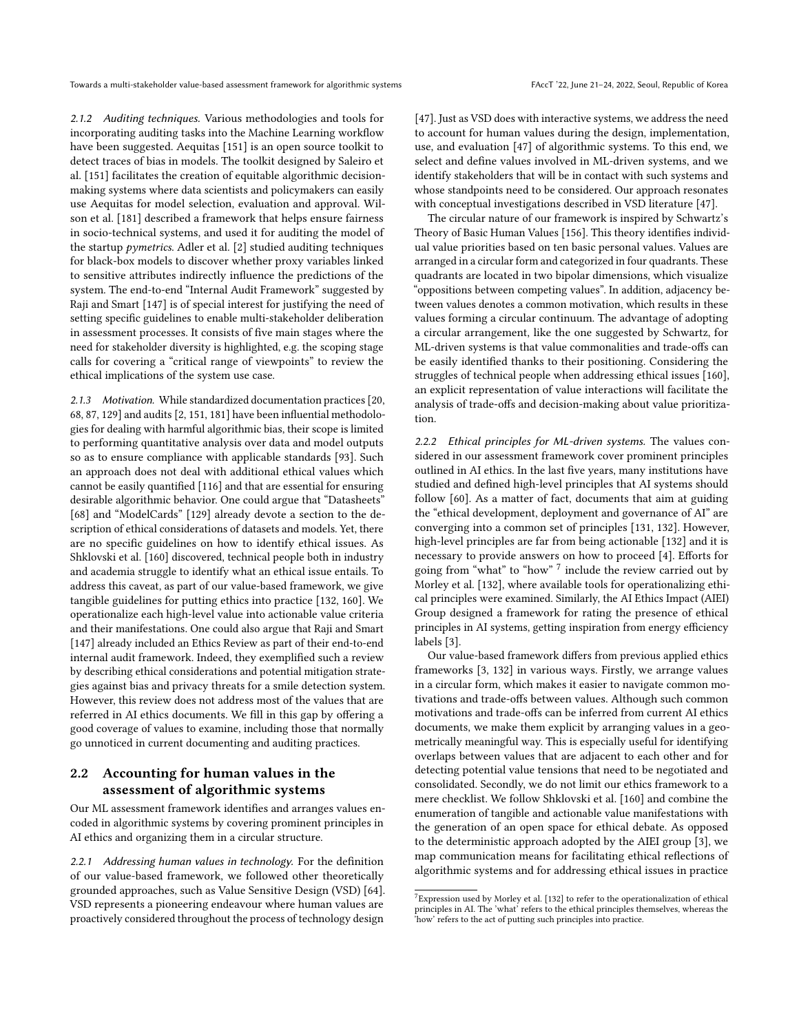*2.1.2 Auditing techniques.* Various methodologies and tools for incorporating auditing tasks into the Machine Learning workflow have been suggested. Aequitas [151] is an open source toolkit to detect traces of bias in models. The toolkit designed by Saleiro et al. [151] facilitates the creation of equitable algorithmic decision-making systems where data scientists and policymakers can easily use Aequitas for model selection, evaluation and approval. Wilson et al. [181] described a framework that helps ensure fairness in socio-technical systems, and used it for auditing the model of the startup *pymetrics*. Adler et al. [2] studied auditing techniques for black-box models to discover whether proxy variables linked to sensitive attributes indirectly influence the predictions of the system. The end-to-end "Internal Audit Framework" suggested by Raji and Smart [147] is of special interest for justifying the need of setting specific guidelines to enable multi-stakeholder deliberation in assessment processes. It consists of five main stages where the need for stakeholder diversity is highlighted, e.g. the scoping stage calls for covering a "critical range of viewpoints" to review the ethical implications of the system use case.

*2.1.3 Motivation.* While standardized documentation practices [20, 68, 87, 129] and audits [2, 151, 181] have been influential methodologies for dealing with harmful algorithmic bias, their scope is limited to performing quantitative analysis over data and model outputs so as to ensure compliance with applicable standards [93]. Such an approach does not deal with additional ethical values which cannot be easily quantified [116] and that are essential for ensuring desirable algorithmic behavior. One could argue that "Datasheets" [68] and "ModelCards" [129] already devote a section to the description of ethical considerations of datasets and models. Yet, there are no specific guidelines on how to identify ethical issues. As Shklovski et al. [160] discovered, technical people both in industry and academia struggle to identify what an ethical issue entails. To address this caveat, as part of our value-based framework, we give tangible guidelines for putting ethics into practice [132, 160]. We operationalize each high-level value into actionable value criteria and their manifestations. One could also argue that Raji and Smart [147] already included an Ethics Review as part of their end-to-end internal audit framework. Indeed, they exemplified such a review by describing ethical considerations and potential mitigation strategies against bias and privacy threats for a smile detection system. However, this review does not address most of the values that are referred in AI ethics documents. We fill in this gap by offering a good coverage of values to examine, including those that normally go unnoticed in current documenting and auditing practices.

## 2.2 Accounting for human values in the assessment of algorithmic systems

Our ML assessment framework identifies and arranges values encoded in algorithmic systems by covering prominent principles in AI ethics and organizing them in a circular structure.

*2.2.1 Addressing human values in technology.* For the definition of our value-based framework, we followed other theoretically grounded approaches, such as Value Sensitive Design (VSD) [64]. VSD represents a pioneering endeavour where human values are proactively considered throughout the process of technology design [47]. Just as VSD does with interactive systems, we address the need to account for human values during the design, implementation, use, and evaluation [47] of algorithmic systems. To this end, we select and define values involved in ML-driven systems, and we identify stakeholders that will be in contact with such systems and whose standpoints need to be considered. Our approach resonates with conceptual investigations described in VSD literature [47].

The circular nature of our framework is inspired by Schwartz's Theory of Basic Human Values [156]. This theory identifies individual value priorities based on ten basic personal values. Values are arranged in a circular form and categorized in four quadrants. These quadrants are located in two bipolar dimensions, which visualize "oppositions between competing values". In addition, adjacency between values denotes a common motivation, which results in these values forming a circular continuum. The advantage of adopting a circular arrangement, like the one suggested by Schwartz, for ML-driven systems is that value commonalities and trade-offs can be easily identified thanks to their positioning. Considering the struggles of technical people when addressing ethical issues [160], an explicit representation of value interactions will facilitate the analysis of trade-offs and decision-making about value prioritization.

*2.2.2 Ethical principles for ML-driven systems.* The values considered in our assessment framework cover prominent principles outlined in AI ethics. In the last five years, many institutions have studied and defined high-level principles that AI systems should follow [60]. As a matter of fact, documents that aim at guiding the "ethical development, deployment and governance of AI" are converging into a common set of principles [131, 132]. However, high-level principles are far from being actionable [132] and it is necessary to provide answers on how to proceed [4]. Efforts for going from "what" to "how" [7] include the review carried out by Morley et al. [132], where available tools for operationalizing ethical principles were examined. Similarly, the AI Ethics Impact (AIEI) Group designed a framework for rating the presence of ethical principles in AI systems, getting inspiration from energy efficiency labels [3].

Our value-based framework differs from previous applied ethics frameworks [3, 132] in various ways. Firstly, we arrange values in a circular form, which makes it easier to navigate common motivations and trade-offs between values. Although such common motivations and trade-offs can be inferred from current AI ethics documents, we make them explicit by arranging values in a geometrically meaningful way. This is especially useful for identifying overlaps between values that are adjacent to each other and for detecting potential value tensions that need to be negotiated and consolidated. Secondly, we do not limit our ethics framework to a mere checklist. We follow Shklovski et al. [160] and combine the enumeration of tangible and actionable value manifestations with the generation of an open space for ethical debate. As opposed to the deterministic approach adopted by the AIEI group [3], we map communication means for facilitating ethical reflections of algorithmic systems and for addressing ethical issues in practice

[7] Expression used by Morley et al. [132] to refer to the operationalization of ethical principles in AI. The 'what' refers to the ethical principles themselves, whereas the 'how' refers to the act of putting such principles into practice.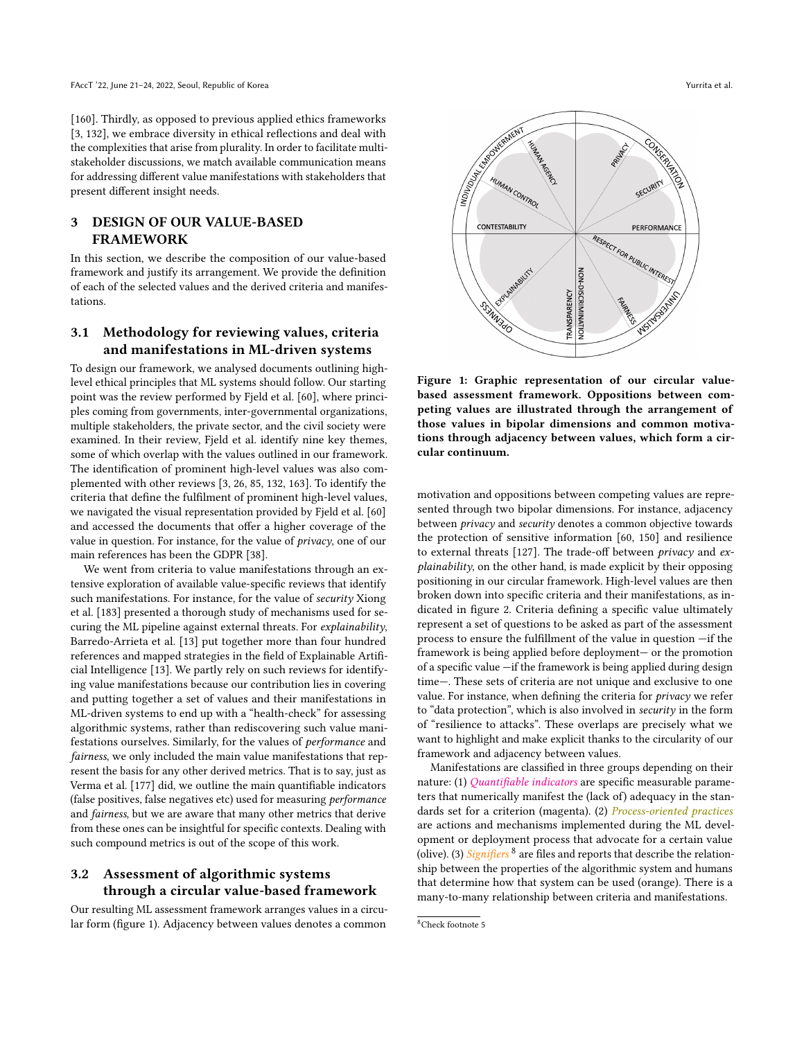[160]. Thirdly, as opposed to previous applied ethics frameworks [3, 132], we embrace diversity in ethical reflections and deal with the complexities that arise from plurality. In order to facilitate multi-stakeholder discussions, we match available communication means for addressing different value manifestations with stakeholders that present different insight needs.

## 3 DESIGN OF OUR VALUE-BASED FRAMEWORK

In this section, we describe the composition of our value-based framework and justify its arrangement. We provide the definition of each of the selected values and the derived criteria and manifestations.

### 3.1 Methodology for reviewing values, criteria and manifestations in ML-driven systems

To design our framework, we analysed documents outlining high-level ethical principles that ML systems should follow. Our starting point was the review performed by Fjeld et al. [60], where principles coming from governments, inter-governmental organizations, multiple stakeholders, the private sector, and the civil society were examined. In their review, Fjeld et al. identify nine key themes, some of which overlap with the values outlined in our framework. The identification of prominent high-level values was also complemented with other reviews [3, 26, 85, 132, 163]. To identify the criteria that define the fulfilment of prominent high-level values, we navigated the visual representation provided by Fjeld et al. [60] and accessed the documents that offer a higher coverage of the value in question. For instance, for the value of *privacy*, one of our main references has been the GDPR [38].

We went from criteria to value manifestations through an extensive exploration of available value-specific reviews that identify such manifestations. For instance, for the value of *security* Xiong et al. [183] presented a thorough study of mechanisms used for securing the ML pipeline against external threats. For *explainability*, Barredo-Arrieta et al. [13] put together more than four hundred references and mapped strategies in the field of Explainable Artificial Intelligence [13]. We partly rely on such reviews for identifying value manifestations because our contribution lies in covering and putting together a set of values and their manifestations in ML-driven systems to end up with a "health-check" for assessing algorithmic systems, rather than rediscovering such value manifestations ourselves. Similarly, for the values of *performance* and *fairness*, we only included the main value manifestations that represent the basis for any other derived metrics. That is to say, just as Verma et al. [177] did, we outline the main quantifiable indicators (false positives, false negatives etc) used for measuring *performance* and *fairness*, but we are aware that many other metrics that derive from these ones can be insightful for specific contexts. Dealing with such compound metrics is out of the scope of this work.

### 3.2 Assessment of algorithmic systems through a circular value-based framework

Our resulting ML assessment framework arranges values in a circular form (figure 1). Adjacency between values denotes a common motivation and oppositions between competing values are represented through two bipolar dimensions. For instance, adjacency between *privacy* and *security* denotes a common objective towards the protection of sensitive information [60, 150] and resilience to external threats [127]. The trade-off between *privacy* and *explainability*, on the other hand, is made explicit by their opposing positioning in our circular framework. High-level values are then broken down into specific criteria and their manifestations, as indicated in figure 2. Criteria defining a specific value ultimately represent a set of questions to be asked as part of the assessment process to ensure the fulfillment of the value in question —if the framework is being applied before deployment— or the promotion of a specific value —if the framework is being applied during design time—. These sets of criteria are not unique and exclusive to one value. For instance, when defining the criteria for *privacy* we refer to "data protection", which is also involved in *security* in the form of "resilience to attacks". These overlaps are precisely what we want to highlight and make explicit thanks to the circularity of our framework and adjacency between values.

Manifestations are classified in three groups depending on their nature: (1) *Quantifiable indicators* are specific measurable parameters that numerically manifest the (lack of) adequacy in the standards set for a criterion (magenta). (2) *Process-oriented practices* are actions and mechanisms implemented during the ML development or deployment process that advocate for a certain value (olive). (3) *Signifiers* [8] are files and reports that describe the relationship between the properties of the algorithmic system and humans that determine how that system can be used (orange). There is a many-to-many relationship between criteria and manifestations.

INDIVIDUAL EMPOWERMENT · HUMAN AGENCY · PRIVACY · CONSERVATION · HUMAN CONTROL · SECURITY · CONTESTABILITY · PERFORMANCE · RESPECT FOR PUBLIC INTEREST · EXPLAINABILITY · NON-DISCRIMINATION · TRANSPARENCY · FAIRNESS · OPENNESS · UNIVERSALISM

**Figure 1: Graphic representation of our circular value-based assessment framework. Oppositions between competing values are illustrated through the arrangement of those values in bipolar dimensions and common motivations through adjacency between values, which form a circular continuum.**

[8] Check footnote 5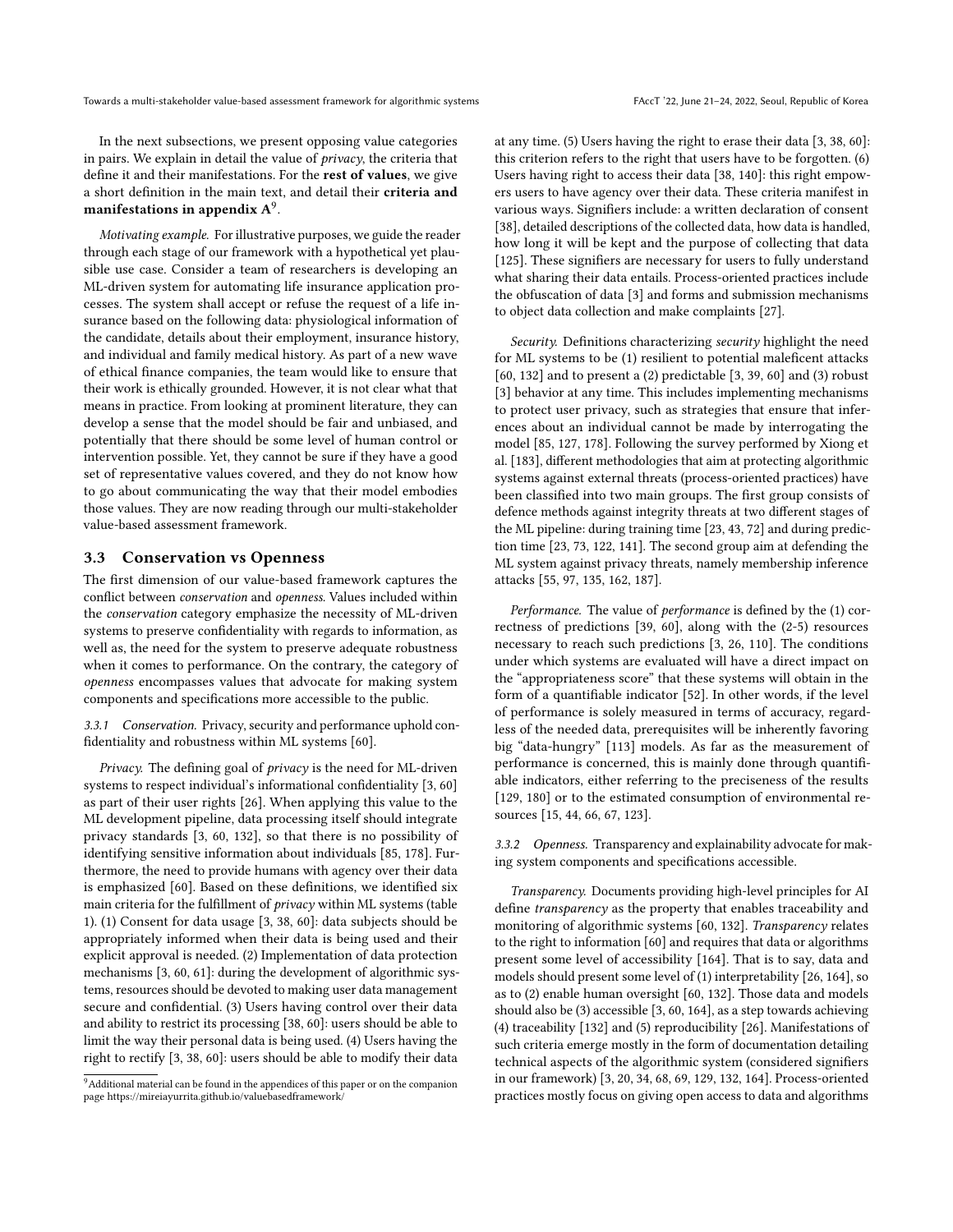In the next subsections, we present opposing value categories in pairs. We explain in detail the value of *privacy*, the criteria that define it and their manifestations. For the **rest of values**, we give a short definition in the main text, and detail their **criteria and manifestations in appendix A**[9].

*Motivating example.* For illustrative purposes, we guide the reader through each stage of our framework with a hypothetical yet plausible use case. Consider a team of researchers is developing an ML-driven system for automating life insurance application processes. The system shall accept or refuse the request of a life insurance based on the following data: physiological information of the candidate, details about their employment, insurance history, and individual and family medical history. As part of a new wave of ethical finance companies, the team would like to ensure that their work is ethically grounded. However, it is not clear what that means in practice. From looking at prominent literature, they can develop a sense that the model should be fair and unbiased, and potentially that there should be some level of human control or intervention possible. Yet, they cannot be sure if they have a good set of representative values covered, and they do not know how to go about communicating the way that their model embodies those values. They are now reading through our multi-stakeholder value-based assessment framework.

### 3.3 Conservation vs Openness

The first dimension of our value-based framework captures the conflict between *conservation* and *openness*. Values included within the *conservation* category emphasize the necessity of ML-driven systems to preserve confidentiality with regards to information, as well as, the need for the system to preserve adequate robustness when it comes to performance. On the contrary, the category of *openness* encompasses values that advocate for making system components and specifications more accessible to the public.

#### 3.3.1 Conservation.

Privacy, security and performance uphold confidentiality and robustness within ML systems [60].

*Privacy.* The defining goal of *privacy* is the need for ML-driven systems to respect individual's informational confidentiality [3, 60] as part of their user rights [26]. When applying this value to the ML development pipeline, data processing itself should integrate privacy standards [3, 60, 132], so that there is no possibility of identifying sensitive information about individuals [85, 178]. Furthermore, the need to provide humans with agency over their data is emphasized [60]. Based on these definitions, we identified six main criteria for the fulfillment of *privacy* within ML systems (table 1). (1) Consent for data usage [3, 38, 60]: data subjects should be appropriately informed when their data is being used and their explicit approval is needed. (2) Implementation of data protection mechanisms [3, 60, 61]: during the development of algorithmic systems, resources should be devoted to making user data management secure and confidential. (3) Users having control over their data and ability to restrict its processing [38, 60]: users should be able to limit the way their personal data is being used. (4) Users having the right to rectify [3, 38, 60]: users should be able to modify their data at any time. (5) Users having the right to erase their data [3, 38, 60]: this criterion refers to the right that users have to be forgotten. (6) Users having right to access their data [38, 140]: this right empowers users to have agency over their data. These criteria manifest in various ways. Signifiers include: a written declaration of consent [38], detailed descriptions of the collected data, how data is handled, how long it will be kept and the purpose of collecting that data [125]. These signifiers are necessary for users to fully understand what sharing their data entails. Process-oriented practices include the obfuscation of data [3] and forms and submission mechanisms to object data collection and make complaints [27].

*Security.* Definitions characterizing *security* highlight the need for ML systems to be (1) resilient to potential maleficent attacks [60, 132] and to present a (2) predictable [3, 39, 60] and (3) robust [3] behavior at any time. This includes implementing mechanisms to protect user privacy, such as strategies that ensure that inferences about an individual cannot be made by interrogating the model [85, 127, 178]. Following the survey performed by Xiong et al. [183], different methodologies that aim at protecting algorithmic systems against external threats (process-oriented practices) have been classified into two main groups. The first group consists of defence methods against integrity threats at two different stages of the ML pipeline: during training time [23, 43, 72] and during prediction time [23, 73, 122, 141]. The second group aim at defending the ML system against privacy threats, namely membership inference attacks [55, 97, 135, 162, 187].

*Performance.* The value of *performance* is defined by the (1) correctness of predictions [39, 60], along with the (2-5) resources necessary to reach such predictions [3, 26, 110]. The conditions under which systems are evaluated will have a direct impact on the "appropriateness score" that these systems will obtain in the form of a quantifiable indicator [52]. In other words, if the level of performance is solely measured in terms of accuracy, regardless of the needed data, prerequisites will be inherently favoring big "data-hungry" [113] models. As far as the measurement of performance is concerned, this is mainly done through quantifiable indicators, either referring to the preciseness of the results [129, 180] or to the estimated consumption of environmental resources [15, 44, 66, 67, 123].

#### 3.3.2 Openness.

Transparency and explainability advocate for making system components and specifications accessible.

*Transparency.* Documents providing high-level principles for AI define *transparency* as the property that enables traceability and monitoring of algorithmic systems [60, 132]. *Transparency* relates to the right to information [60] and requires that data or algorithms present some level of accessibility [164]. That is to say, data and models should present some level of (1) interpretability [26, 164], so as to (2) enable human oversight [60, 132]. Those data and models should also be (3) accessible [3, 60, 164], as a step towards achieving (4) traceability [132] and (5) reproducibility [26]. Manifestations of such criteria emerge mostly in the form of documentation detailing technical aspects of the algorithmic system (considered signifiers in our framework) [3, 20, 34, 68, 69, 129, 132, 164]. Process-oriented practices mostly focus on giving open access to data and algorithms

[9] Additional material can be found in the appendices of this paper or on the companion page https://mireiayurrita.github.io/valuebasedframework/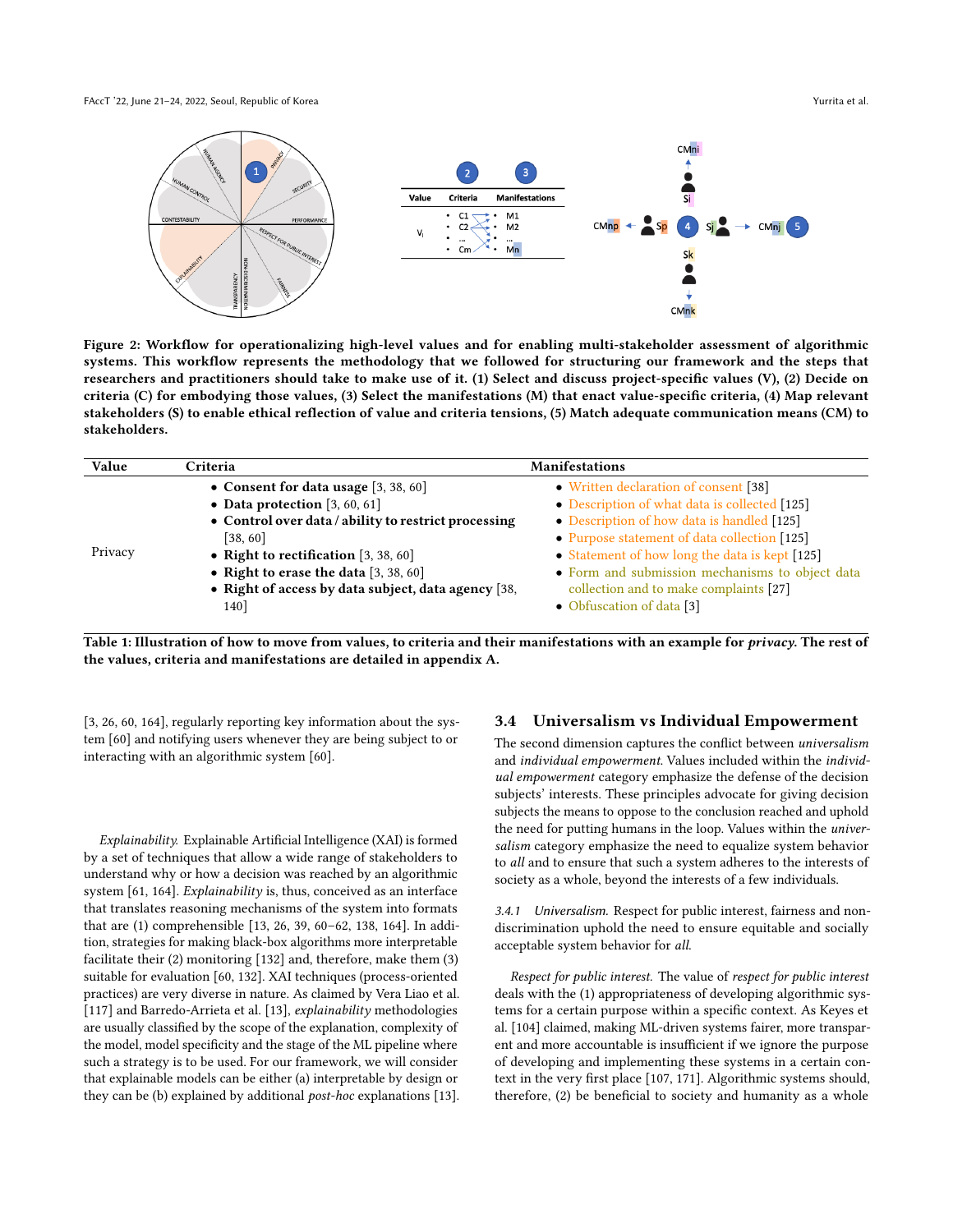Figure 2: Workflow for operationalizing high-level values and for enabling multi-stakeholder assessment of algorithmic systems. This workflow represents the methodology that we followed for structuring our framework and the steps that researchers and practitioners should take to make use of it. (1) Select and discuss project-specific values (V), (2) Decide on criteria (C) for embodying those values, (3) Select the manifestations (M) that enact value-specific criteria, (4) Map relevant stakeholders (S) to enable ethical reflection of value and criteria tensions, (5) Match adequate communication means (CM) to stakeholders.

| Value | Criteria | Manifestations |
| --- | --- | --- |
| Privacy | • **Consent for data usage** [3, 38, 60]<br>• **Data protection** [3, 60, 61]<br>• **Control over data / ability to restrict processing** [38, 60]<br>• **Right to rectification** [3, 38, 60]<br>• **Right to erase the data** [3, 38, 60]<br>• **Right of access by data subject, data agency** [38, 140] | • Written declaration of consent [38]<br>• Description of what data is collected [125]<br>• Description of how data is handled [125]<br>• Purpose statement of data collection [125]<br>• Statement of how long the data is kept [125]<br>• Form and submission mechanisms to object data collection and to make complaints [27]<br>• Obfuscation of data [3] |

Table 1: Illustration of how to move from values, to criteria and their manifestations with an example for *privacy*. The rest of the values, criteria and manifestations are detailed in appendix A.

[3, 26, 60, 164], regularly reporting key information about the system [60] and notifying users whenever they are being subject to or interacting with an algorithmic system [60].

*Explainability.* Explainable Artificial Intelligence (XAI) is formed by a set of techniques that allow a wide range of stakeholders to understand why or how a decision was reached by an algorithmic system [61, 164]. *Explainability* is, thus, conceived as an interface that translates reasoning mechanisms of the system into formats that are (1) comprehensible [13, 26, 39, 60–62, 138, 164]. In addition, strategies for making black-box algorithms more interpretable facilitate their (2) monitoring [132] and, therefore, make them (3) suitable for evaluation [60, 132]. XAI techniques (process-oriented practices) are very diverse in nature. As claimed by Vera Liao et al. [117] and Barredo-Arrieta et al. [13], *explainability* methodologies are usually classified by the scope of the explanation, complexity of the model, model specificity and the stage of the ML pipeline where such a strategy is to be used. For our framework, we will consider that explainable models can be either (a) interpretable by design or they can be (b) explained by additional *post-hoc* explanations [13].

## 3.4 Universalism vs Individual Empowerment

The second dimension captures the conflict between *universalism* and *individual empowerment*. Values included within the *individual empowerment* category emphasize the defense of the decision subjects' interests. These principles advocate for giving decision subjects the means to oppose to the conclusion reached and uphold the need for putting humans in the loop. Values within the *universalism* category emphasize the need to equalize system behavior to *all* and to ensure that such a system adheres to the interests of society as a whole, beyond the interests of a few individuals.

### 3.4.1 Universalism.

Respect for public interest, fairness and non-discrimination uphold the need to ensure equitable and socially acceptable system behavior for *all*.

*Respect for public interest.* The value of *respect for public interest* deals with the (1) appropriateness of developing algorithmic systems for a certain purpose within a specific context. As Keyes et al. [104] claimed, making ML-driven systems fairer, more transparent and more accountable is insufficient if we ignore the purpose of developing and implementing these systems in a certain context in the very first place [107, 171]. Algorithmic systems should, therefore, (2) be beneficial to society and humanity as a whole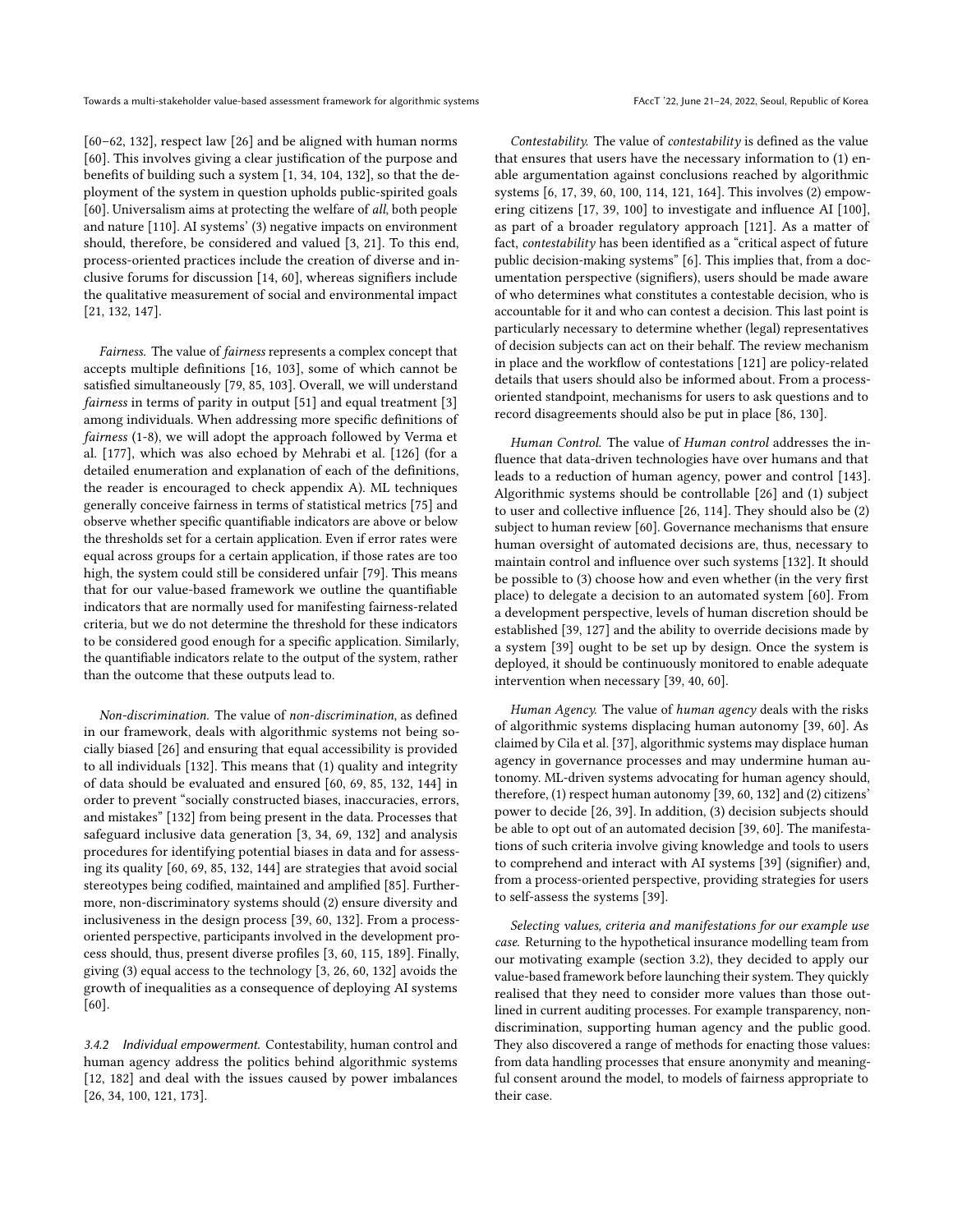[60–62, 132], respect law [26] and be aligned with human norms [60]. This involves giving a clear justification of the purpose and benefits of building such a system [1, 34, 104, 132], so that the deployment of the system in question upholds public-spirited goals [60]. Universalism aims at protecting the welfare of *all*, both people and nature [110]. AI systems' (3) negative impacts on environment should, therefore, be considered and valued [3, 21]. To this end, process-oriented practices include the creation of diverse and inclusive forums for discussion [14, 60], whereas signifiers include the qualitative measurement of social and environmental impact [21, 132, 147].

*Fairness.* The value of *fairness* represents a complex concept that accepts multiple definitions [16, 103], some of which cannot be satisfied simultaneously [79, 85, 103]. Overall, we will understand *fairness* in terms of parity in output [51] and equal treatment [3] among individuals. When addressing more specific definitions of *fairness* (1-8), we will adopt the approach followed by Verma et al. [177], which was also echoed by Mehrabi et al. [126] (for a detailed enumeration and explanation of each of the definitions, the reader is encouraged to check appendix A). ML techniques generally conceive fairness in terms of statistical metrics [75] and observe whether specific quantifiable indicators are above or below the thresholds set for a certain application. Even if error rates were equal across groups for a certain application, if those rates are too high, the system could still be considered unfair [79]. This means that for our value-based framework we outline the quantifiable indicators that are normally used for manifesting fairness-related criteria, but we do not determine the threshold for these indicators to be considered good enough for a specific application. Similarly, the quantifiable indicators relate to the output of the system, rather than the outcome that these outputs lead to.

*Non-discrimination.* The value of *non-discrimination*, as defined in our framework, deals with algorithmic systems not being socially biased [26] and ensuring that equal accessibility is provided to all individuals [132]. This means that (1) quality and integrity of data should be evaluated and ensured [60, 69, 85, 132, 144] in order to prevent "socially constructed biases, inaccuracies, errors, and mistakes" [132] from being present in the data. Processes that safeguard inclusive data generation [3, 34, 69, 132] and analysis procedures for identifying potential biases in data and for assessing its quality [60, 69, 85, 132, 144] are strategies that avoid social stereotypes being codified, maintained and amplified [85]. Furthermore, non-discriminatory systems should (2) ensure diversity and inclusiveness in the design process [39, 60, 132]. From a process-oriented perspective, participants involved in the development process should, thus, present diverse profiles [3, 60, 115, 189]. Finally, giving (3) equal access to the technology [3, 26, 60, 132] avoids the growth of inequalities as a consequence of deploying AI systems [60].

#### 3.4.2 Individual empowerment.

Contestability, human control and human agency address the politics behind algorithmic systems [12, 182] and deal with the issues caused by power imbalances [26, 34, 100, 121, 173].

*Contestability.* The value of *contestability* is defined as the value that ensures that users have the necessary information to (1) enable argumentation against conclusions reached by algorithmic systems [6, 17, 39, 60, 100, 114, 121, 164]. This involves (2) empowering citizens [17, 39, 100] to investigate and influence AI [100], as part of a broader regulatory approach [121]. As a matter of fact, *contestability* has been identified as a "critical aspect of future public decision-making systems" [6]. This implies that, from a documentation perspective (signifiers), users should be made aware of who determines what constitutes a contestable decision, who is accountable for it and who can contest a decision. This last point is particularly necessary to determine whether (legal) representatives of decision subjects can act on their behalf. The review mechanism in place and the workflow of contestations [121] are policy-related details that users should also be informed about. From a process-oriented standpoint, mechanisms for users to ask questions and to record disagreements should also be put in place [86, 130].

*Human Control.* The value of *Human control* addresses the influence that data-driven technologies have over humans and that leads to a reduction of human agency, power and control [143]. Algorithmic systems should be controllable [26] and (1) subject to user and collective influence [26, 114]. They should also be (2) subject to human review [60]. Governance mechanisms that ensure human oversight of automated decisions are, thus, necessary to maintain control and influence over such systems [132]. It should be possible to (3) choose how and even whether (in the very first place) to delegate a decision to an automated system [60]. From a development perspective, levels of human discretion should be established [39, 127] and the ability to override decisions made by a system [39] ought to be set up by design. Once the system is deployed, it should be continuously monitored to enable adequate intervention when necessary [39, 40, 60].

*Human Agency.* The value of *human agency* deals with the risks of algorithmic systems displacing human autonomy [39, 60]. As claimed by Cila et al. [37], algorithmic systems may displace human agency in governance processes and may undermine human autonomy. ML-driven systems advocating for human agency should, therefore, (1) respect human autonomy [39, 60, 132] and (2) citizens' power to decide [26, 39]. In addition, (3) decision subjects should be able to opt out of an automated decision [39, 60]. The manifestations of such criteria involve giving knowledge and tools to users to comprehend and interact with AI systems [39] (signifier) and, from a process-oriented perspective, providing strategies for users to self-assess the systems [39].

*Selecting values, criteria and manifestations for our example use case.* Returning to the hypothetical insurance modelling team from our motivating example (section 3.2), they decided to apply our value-based framework before launching their system. They quickly realised that they need to consider more values than those outlined in current auditing processes. For example transparency, non-discrimination, supporting human agency and the public good. They also discovered a range of methods for enacting those values: from data handling processes that ensure anonymity and meaningful consent around the model, to models of fairness appropriate to their case.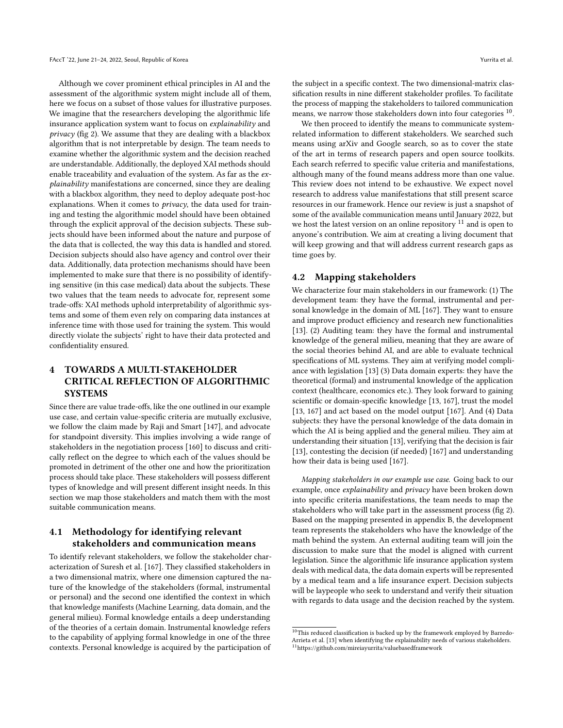Although we cover prominent ethical principles in AI and the assessment of the algorithmic system might include all of them, here we focus on a subset of those values for illustrative purposes. We imagine that the researchers developing the algorithmic life insurance application system want to focus on *explainability* and *privacy* (fig 2). We assume that they are dealing with a blackbox algorithm that is not interpretable by design. The team needs to examine whether the algorithmic system and the decision reached are understandable. Additionally, the deployed XAI methods should enable traceability and evaluation of the system. As far as the *explainability* manifestations are concerned, since they are dealing with a blackbox algorithm, they need to deploy adequate post-hoc explanations. When it comes to *privacy*, the data used for training and testing the algorithmic model should have been obtained through the explicit approval of the decision subjects. These subjects should have been informed about the nature and purpose of the data that is collected, the way this data is handled and stored. Decision subjects should also have agency and control over their data. Additionally, data protection mechanisms should have been implemented to make sure that there is no possibility of identifying sensitive (in this case medical) data about the subjects. These two values that the team needs to advocate for, represent some trade-offs: XAI methods uphold interpretability of algorithmic systems and some of them even rely on comparing data instances at inference time with those used for training the system. This would directly violate the subjects' right to have their data protected and confidentiality ensured.

## 4 TOWARDS A MULTI-STAKEHOLDER CRITICAL REFLECTION OF ALGORITHMIC SYSTEMS

Since there are value trade-offs, like the one outlined in our example use case, and certain value-specific criteria are mutually exclusive, we follow the claim made by Raji and Smart [147], and advocate for standpoint diversity. This implies involving a wide range of stakeholders in the negotiation process [160] to discuss and critically reflect on the degree to which each of the values should be promoted in detriment of the other one and how the prioritization process should take place. These stakeholders will possess different types of knowledge and will present different insight needs. In this section we map those stakeholders and match them with the most suitable communication means.

### 4.1 Methodology for identifying relevant stakeholders and communication means

To identify relevant stakeholders, we follow the stakeholder characterization of Suresh et al. [167]. They classified stakeholders in a two dimensional matrix, where one dimension captured the nature of the knowledge of the stakeholders (formal, instrumental or personal) and the second one identified the context in which that knowledge manifests (Machine Learning, data domain, and the general milieu). Formal knowledge entails a deep understanding of the theories of a certain domain. Instrumental knowledge refers to the capability of applying formal knowledge in one of the three contexts. Personal knowledge is acquired by the participation of the subject in a specific context. The two dimensional-matrix classification results in nine different stakeholder profiles. To facilitate the process of mapping the stakeholders to tailored communication means, we narrow those stakeholders down into four categories [10].

We then proceed to identify the means to communicate system-related information to different stakeholders. We searched such means using arXiv and Google search, so as to cover the state of the art in terms of research papers and open source toolkits. Each search referred to specific value criteria and manifestations, although many of the found means address more than one value. This review does not intend to be exhaustive. We expect novel research to address value manifestations that still present scarce resources in our framework. Hence our review is just a snapshot of some of the available communication means until January 2022, but we host the latest version on an online repository [11] and is open to anyone's contribution. We aim at creating a living document that will keep growing and that will address current research gaps as time goes by.

### 4.2 Mapping stakeholders

We characterize four main stakeholders in our framework: (1) The development team: they have the formal, instrumental and personal knowledge in the domain of ML [167]. They want to ensure and improve product efficiency and research new functionalities [13]. (2) Auditing team: they have the formal and instrumental knowledge of the general milieu, meaning that they are aware of the social theories behind AI, and are able to evaluate technical specifications of ML systems. They aim at verifying model compliance with legislation [13] (3) Data domain experts: they have the theoretical (formal) and instrumental knowledge of the application context (healthcare, economics etc.). They look forward to gaining scientific or domain-specific knowledge [13, 167], trust the model [13, 167] and act based on the model output [167]. And (4) Data subjects: they have the personal knowledge of the data domain in which the AI is being applied and the general milieu. They aim at understanding their situation [13], verifying that the decision is fair [13], contesting the decision (if needed) [167] and understanding how their data is being used [167].

*Mapping stakeholders in our example use case.* Going back to our example, once *explainability* and *privacy* have been broken down into specific criteria manifestations, the team needs to map the stakeholders who will take part in the assessment process (fig 2). Based on the mapping presented in appendix B, the development team represents the stakeholders who have the knowledge of the math behind the system. An external auditing team will join the discussion to make sure that the model is aligned with current legislation. Since the algorithmic life insurance application system deals with medical data, the data domain experts will be represented by a medical team and a life insurance expert. Decision subjects will be laypeople who seek to understand and verify their situation with regards to data usage and the decision reached by the system.

[10] This reduced classification is backed up by the framework employed by Barredo-Arrieta et al. [13] when identifying the explainability needs of various stakeholders.

[11] https://github.com/mireiayurrita/valuebasedframework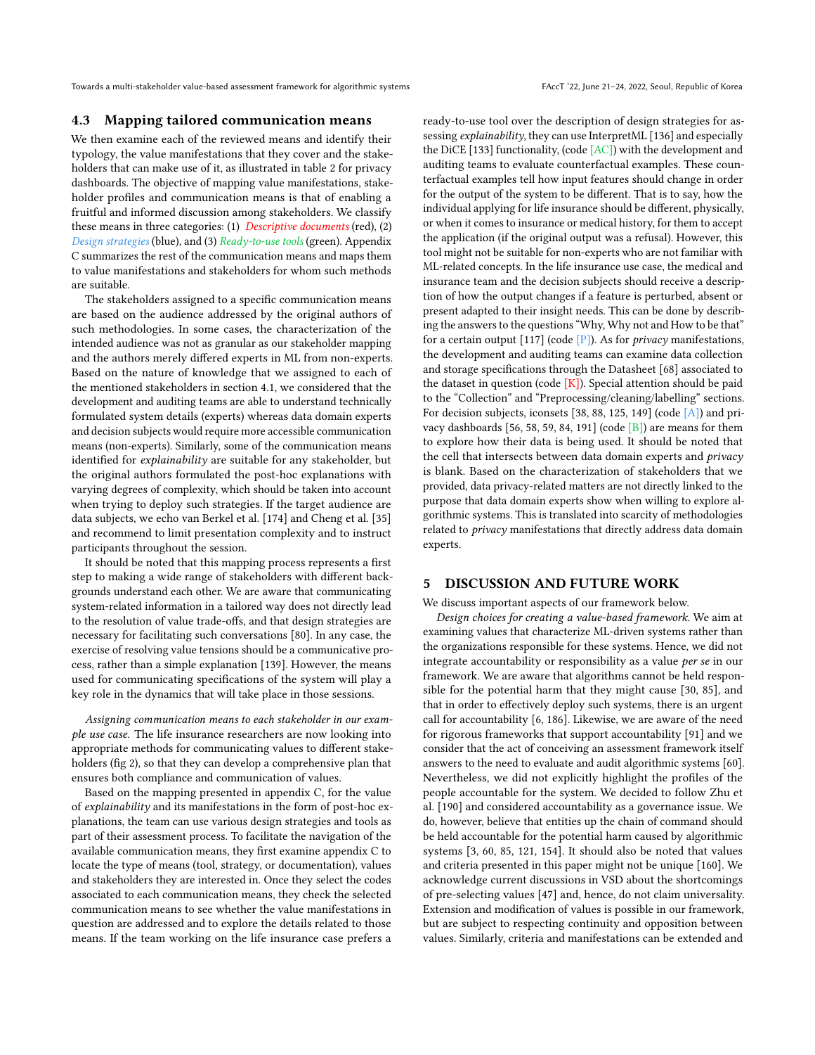### 4.3 Mapping tailored communication means

We then examine each of the reviewed means and identify their typology, the value manifestations that they cover and the stakeholders that can make use of it, as illustrated in table 2 for privacy dashboards. The objective of mapping value manifestations, stakeholder profiles and communication means is that of enabling a fruitful and informed discussion among stakeholders. We classify these means in three categories: (1) *Descriptive documents* (red), (2) *Design strategies* (blue), and (3) *Ready-to-use tools* (green). Appendix C summarizes the rest of the communication means and maps them to value manifestations and stakeholders for whom such methods are suitable.

The stakeholders assigned to a specific communication means are based on the audience addressed by the original authors of such methodologies. In some cases, the characterization of the intended audience was not as granular as our stakeholder mapping and the authors merely differed experts in ML from non-experts. Based on the nature of knowledge that we assigned to each of the mentioned stakeholders in section 4.1, we considered that the development and auditing teams are able to understand technically formulated system details (experts) whereas data domain experts and decision subjects would require more accessible communication means (non-experts). Similarly, some of the communication means identified for *explainability* are suitable for any stakeholder, but the original authors formulated the post-hoc explanations with varying degrees of complexity, which should be taken into account when trying to deploy such strategies. If the target audience are data subjects, we echo van Berkel et al. [174] and Cheng et al. [35] and recommend to limit presentation complexity and to instruct participants throughout the session.

It should be noted that this mapping process represents a first step to making a wide range of stakeholders with different backgrounds understand each other. We are aware that communicating system-related information in a tailored way does not directly lead to the resolution of value trade-offs, and that design strategies are necessary for facilitating such conversations [80]. In any case, the exercise of resolving value tensions should be a communicative process, rather than a simple explanation [139]. However, the means used for communicating specifications of the system will play a key role in the dynamics that will take place in those sessions.

*Assigning communication means to each stakeholder in our example use case.* The life insurance researchers are now looking into appropriate methods for communicating values to different stakeholders (fig 2), so that they can develop a comprehensive plan that ensures both compliance and communication of values.

Based on the mapping presented in appendix C, for the value of *explainability* and its manifestations in the form of post-hoc explanations, the team can use various design strategies and tools as part of their assessment process. To facilitate the navigation of the available communication means, they first examine appendix C to locate the type of means (tool, strategy, or documentation), values and stakeholders they are interested in. Once they select the codes associated to each communication means, they check the selected communication means to see whether the value manifestations in question are addressed and to explore the details related to those means. If the team working on the life insurance case prefers a ready-to-use tool over the description of design strategies for assessing *explainability*, they can use InterpretML [136] and especially the DiCE [133] functionality, (code [AC]) with the development and auditing teams to evaluate counterfactual examples. These counterfactual examples tell how input features should change in order for the output of the system to be different. That is to say, how the individual applying for life insurance should be different, physically, or when it comes to insurance or medical history, for them to accept the application (if the original output was a refusal). However, this tool might not be suitable for non-experts who are not familiar with ML-related concepts. In the life insurance use case, the medical and insurance team and the decision subjects should receive a description of how the output changes if a feature is perturbed, absent or present adapted to their insight needs. This can be done by describing the answers to the questions "Why, Why not and How to be that" for a certain output [117] (code [P]). As for *privacy* manifestations, the development and auditing teams can examine data collection and storage specifications through the Datasheet [68] associated to the dataset in question (code [K]). Special attention should be paid to the "Collection" and "Preprocessing/cleaning/labelling" sections. For decision subjects, iconsets [38, 88, 125, 149] (code [A]) and privacy dashboards [56, 58, 59, 84, 191] (code [B]) are means for them to explore how their data is being used. It should be noted that the cell that intersects between data domain experts and *privacy* is blank. Based on the characterization of stakeholders that we provided, data privacy-related matters are not directly linked to the purpose that data domain experts show when willing to explore algorithmic systems. This is translated into scarcity of methodologies related to *privacy* manifestations that directly address data domain experts.

## 5 DISCUSSION AND FUTURE WORK

We discuss important aspects of our framework below.

*Design choices for creating a value-based framework.* We aim at examining values that characterize ML-driven systems rather than the organizations responsible for these systems. Hence, we did not integrate accountability or responsibility as a value *per se* in our framework. We are aware that algorithms cannot be held responsible for the potential harm that they might cause [30, 85], and that in order to effectively deploy such systems, there is an urgent call for accountability [6, 186]. Likewise, we are aware of the need for rigorous frameworks that support accountability [91] and we consider that the act of conceiving an assessment framework itself answers to the need to evaluate and audit algorithmic systems [60]. Nevertheless, we did not explicitly highlight the profiles of the people accountable for the system. We decided to follow Zhu et al. [190] and considered accountability as a governance issue. We do, however, believe that entities up the chain of command should be held accountable for the potential harm caused by algorithmic systems [3, 60, 85, 121, 154]. It should also be noted that values and criteria presented in this paper might not be unique [160]. We acknowledge current discussions in VSD about the shortcomings of pre-selecting values [47] and, hence, do not claim universality. Extension and modification of values is possible in our framework, but are subject to respecting continuity and opposition between values. Similarly, criteria and manifestations can be extended and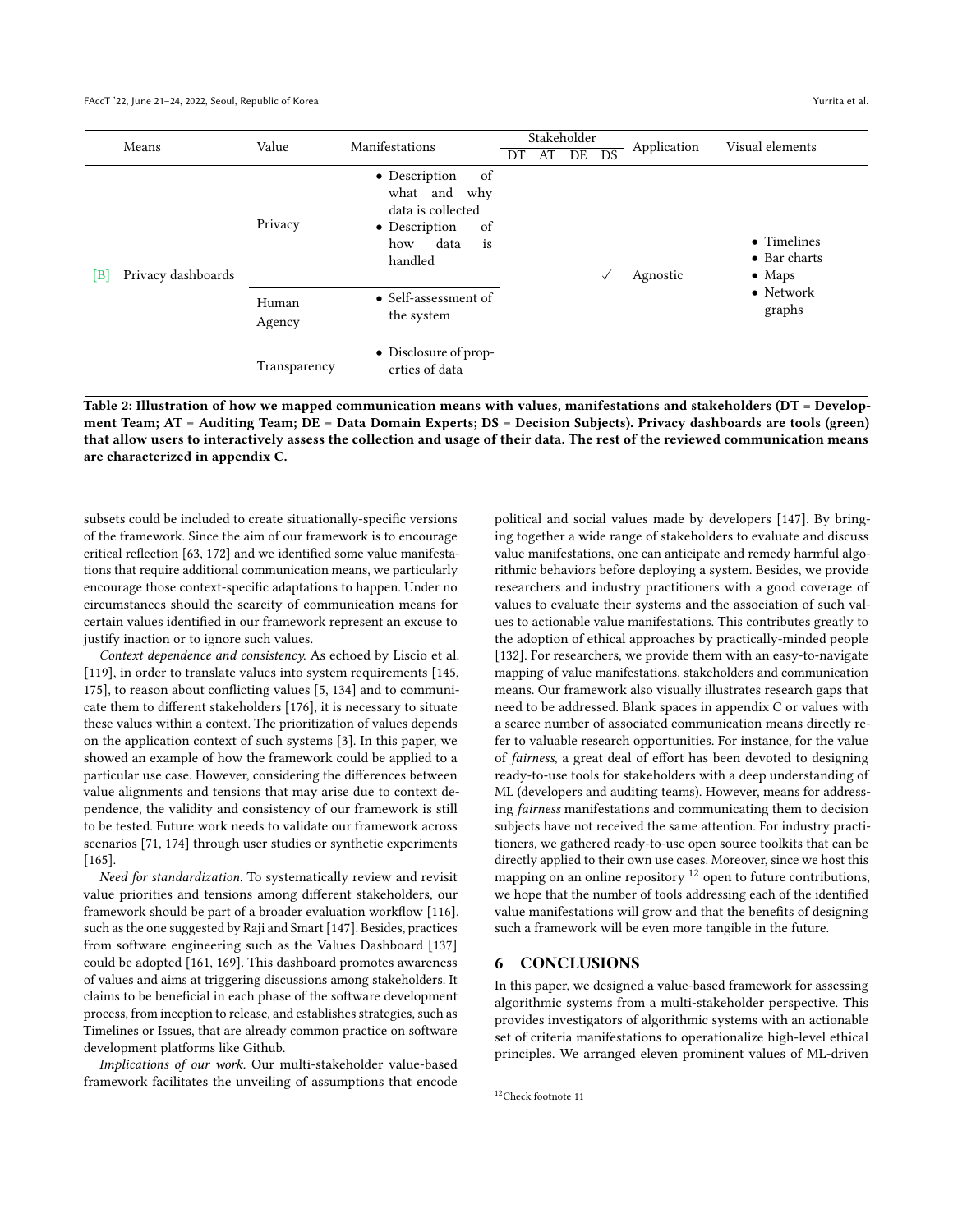| Means | | Value | Manifestations | Stakeholder | | | | Application | Visual elements |
|---|---|---|---|---|---|---|---|---|---|
| | | | | DT | AT | DE | DS | | |
| [B] | Privacy dashboards | Privacy | • Description of what and why data is collected<br>• Description of how data is handled | | | | ✓ | Agnostic | • Timelines<br>• Bar charts<br>• Maps<br>• Network graphs |
| | | Human Agency | • Self-assessment of the system | | | | | | |
| | | Transparency | • Disclosure of properties of data | | | | | | |

**Table 2: Illustration of how we mapped communication means with values, manifestations and stakeholders (DT = Development Team; AT = Auditing Team; DE = Data Domain Experts; DS = Decision Subjects). Privacy dashboards are tools (green) that allow users to interactively assess the collection and usage of their data. The rest of the reviewed communication means are characterized in appendix C.**

subsets could be included to create situationally-specific versions of the framework. Since the aim of our framework is to encourage critical reflection [63, 172] and we identified some value manifestations that require additional communication means, we particularly encourage those context-specific adaptations to happen. Under no circumstances should the scarcity of communication means for certain values identified in our framework represent an excuse to justify inaction or to ignore such values.

*Context dependence and consistency.* As echoed by Liscio et al. [119], in order to translate values into system requirements [145, 175], to reason about conflicting values [5, 134] and to communicate them to different stakeholders [176], it is necessary to situate these values within a context. The prioritization of values depends on the application context of such systems [3]. In this paper, we showed an example of how the framework could be applied to a particular use case. However, considering the differences between value alignments and tensions that may arise due to context dependence, the validity and consistency of our framework is still to be tested. Future work needs to validate our framework across scenarios [71, 174] through user studies or synthetic experiments [165].

*Need for standardization.* To systematically review and revisit value priorities and tensions among different stakeholders, our framework should be part of a broader evaluation workflow [116], such as the one suggested by Raji and Smart [147]. Besides, practices from software engineering such as the Values Dashboard [137] could be adopted [161, 169]. This dashboard promotes awareness of values and aims at triggering discussions among stakeholders. It claims to be beneficial in each phase of the software development process, from inception to release, and establishes strategies, such as Timelines or Issues, that are already common practice on software development platforms like Github.

*Implications of our work.* Our multi-stakeholder value-based framework facilitates the unveiling of assumptions that encode political and social values made by developers [147]. By bringing together a wide range of stakeholders to evaluate and discuss value manifestations, one can anticipate and remedy harmful algorithmic behaviors before deploying a system. Besides, we provide researchers and industry practitioners with a good coverage of values to evaluate their systems and the association of such values to actionable value manifestations. This contributes greatly to the adoption of ethical approaches by practically-minded people [132]. For researchers, we provide them with an easy-to-navigate mapping of value manifestations, stakeholders and communication means. Our framework also visually illustrates research gaps that need to be addressed. Blank spaces in appendix C or values with a scarce number of associated communication means directly refer to valuable research opportunities. For instance, for the value of *fairness*, a great deal of effort has been devoted to designing ready-to-use tools for stakeholders with a deep understanding of ML (developers and auditing teams). However, means for addressing *fairness* manifestations and communicating them to decision subjects have not received the same attention. For industry practitioners, we gathered ready-to-use open source toolkits that can be directly applied to their own use cases. Moreover, since we host this mapping on an online repository [12] open to future contributions, we hope that the number of tools addressing each of the identified value manifestations will grow and that the benefits of designing such a framework will be even more tangible in the future.

## 6 CONCLUSIONS

In this paper, we designed a value-based framework for assessing algorithmic systems from a multi-stakeholder perspective. This provides investigators of algorithmic systems with an actionable set of criteria manifestations to operationalize high-level ethical principles. We arranged eleven prominent values of ML-driven

[12] Check footnote 11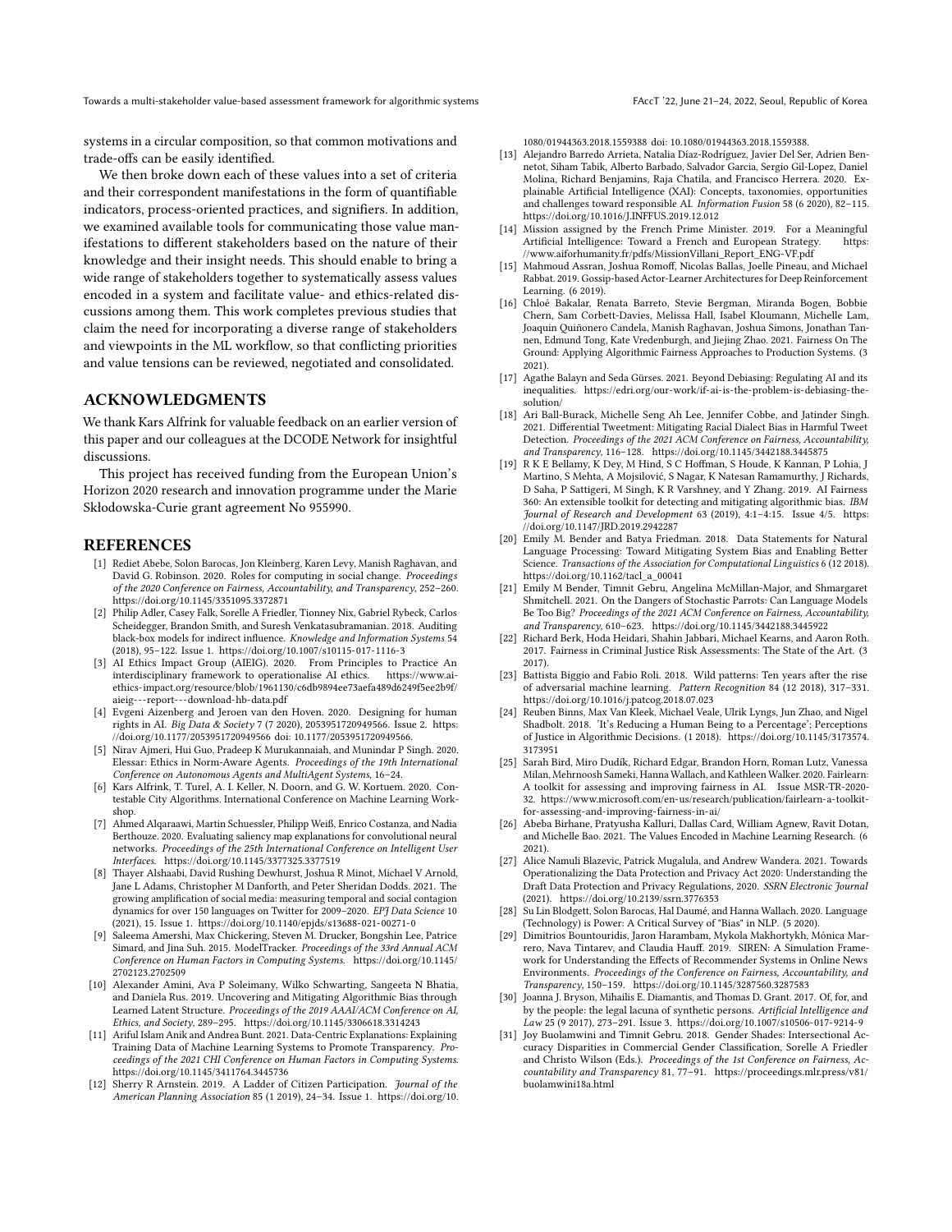systems in a circular composition, so that common motivations and trade-offs can be easily identified.

We then broke down each of these values into a set of criteria and their correspondent manifestations in the form of quantifiable indicators, process-oriented practices, and signifiers. In addition, we examined available tools for communicating those value manifestations to different stakeholders based on the nature of their knowledge and their insight needs. This should enable to bring a wide range of stakeholders together to systematically assess values encoded in a system and facilitate value- and ethics-related discussions among them. This work completes previous studies that claim the need for incorporating a diverse range of stakeholders and viewpoints in the ML workflow, so that conflicting priorities and value tensions can be reviewed, negotiated and consolidated.

## ACKNOWLEDGMENTS

We thank Kars Alfrink for valuable feedback on an earlier version of this paper and our colleagues at the DCODE Network for insightful discussions.

This project has received funding from the European Union's Horizon 2020 research and innovation programme under the Marie Skłodowska-Curie grant agreement No 955990.

## REFERENCES

- [1] Rediet Abebe, Solon Barocas, Jon Kleinberg, Karen Levy, Manish Raghavan, and David G. Robinson. 2020. Roles for computing in social change. *Proceedings of the 2020 Conference on Fairness, Accountability, and Transparency*, 252–260. https://doi.org/10.1145/3351095.3372871
- [2] Philip Adler, Casey Falk, Sorelle A Friedler, Tionney Nix, Gabriel Rybeck, Carlos Scheidegger, Brandon Smith, and Suresh Venkatasubramanian. 2018. Auditing black-box models for indirect influence. *Knowledge and Information Systems* 54 (2018), 95–122. Issue 1. https://doi.org/10.1007/s10115-017-1116-3
- [3] AI Ethics Impact Group (AIEIG). 2020. From Principles to Practice An interdisciplinary framework to operationalise AI ethics. https://www.ai-ethics-impact.org/resource/blob/1961130/c6db9894ee73aefa489d6249f5ee2b9f/aieig---report---download-hb-data.pdf
- [4] Evgeni Aizenberg and Jeroen van den Hoven. 2020. Designing for human rights in AI. *Big Data & Society* 7 (7 2020), 2053951720949566. Issue 2. https://doi.org/10.1177/2053951720949566 doi: 10.1177/2053951720949566.
- [5] Nirav Ajmeri, Hui Guo, Pradeep K Murukannaiah, and Munindar P Singh. 2020. Elessar: Ethics in Norm-Aware Agents. *Proceedings of the 19th International Conference on Autonomous Agents and MultiAgent Systems*, 16–24.
- [6] Kars Alfrink, T. Turel, A. I. Keller, N. Doorn, and G. W. Kortuem. 2020. Contestable City Algorithms. International Conference on Machine Learning Workshop.
- [7] Ahmed Alqaraawi, Martin Schuessler, Philipp Weiß, Enrico Costanza, and Nadia Berthouze. 2020. Evaluating saliency map explanations for convolutional neural networks. *Proceedings of the 25th International Conference on Intelligent User Interfaces*. https://doi.org/10.1145/3377325.3377519
- [8] Thayer Alshaabi, David Rushing Dewhurst, Joshua R Minot, Michael V Arnold, Jane L Adams, Christopher M Danforth, and Peter Sheridan Dodds. 2021. The growing amplification of social media: measuring temporal and social contagion dynamics for over 150 languages on Twitter for 2009–2020. *EPJ Data Science* 10 (2021), 15. Issue 1. https://doi.org/10.1140/epjds/s13688-021-00271-0
- [9] Saleema Amershi, Max Chickering, Steven M. Drucker, Bongshin Lee, Patrice Simard, and Jina Suh. 2015. ModelTracker. *Proceedings of the 33rd Annual ACM Conference on Human Factors in Computing Systems*. https://doi.org/10.1145/2702123.2702509
- [10] Alexander Amini, Ava P Soleimany, Wilko Schwarting, Sangeeta N Bhatia, and Daniela Rus. 2019. Uncovering and Mitigating Algorithmic Bias through Learned Latent Structure. *Proceedings of the 2019 AAAI/ACM Conference on AI, Ethics, and Society*, 289–295. https://doi.org/10.1145/3306618.3314243
- [11] Ariful Islam Anik and Andrea Bunt. 2021. Data-Centric Explanations: Explaining Training Data of Machine Learning Systems to Promote Transparency. *Proceedings of the 2021 CHI Conference on Human Factors in Computing Systems*. https://doi.org/10.1145/3411764.3445736
- [12] Sherry R Arnstein. 2019. A Ladder of Citizen Participation. *Journal of the American Planning Association* 85 (1 2019), 24–34. Issue 1. https://doi.org/10.1080/01944363.2018.1559388 doi: 10.1080/01944363.2018.1559388.
- [13] Alejandro Barredo Arrieta, Natalia Díaz-Rodríguez, Javier Del Ser, Adrien Bennetot, Siham Tabik, Alberto Barbado, Salvador Garcia, Sergio Gil-Lopez, Daniel Molina, Richard Benjamins, Raja Chatila, and Francisco Herrera. 2020. Explainable Artificial Intelligence (XAI): Concepts, taxonomies, opportunities and challenges toward responsible AI. *Information Fusion* 58 (6 2020), 82–115. https://doi.org/10.1016/J.INFFUS.2019.12.012
- [14] Mission assigned by the French Prime Minister. 2019. For a Meaningful Artificial Intelligence: Toward a French and European Strategy. https://www.aiforhumanity.fr/pdfs/MissionVillani_Report_ENG-VF.pdf
- [15] Mahmoud Assran, Joshua Romoff, Nicolas Ballas, Joelle Pineau, and Michael Rabbat. 2019. Gossip-based Actor-Learner Architectures for Deep Reinforcement Learning. (6 2019).
- [16] Chloé Bakalar, Renata Barreto, Stevie Bergman, Miranda Bogen, Bobbie Chern, Sam Corbett-Davies, Melissa Hall, Isabel Kloumann, Michelle Lam, Joaquin Quiñonero Candela, Manish Raghavan, Joshua Simons, Jonathan Tannen, Edmund Tong, Kate Vredenburgh, and Jiejing Zhao. 2021. Fairness On The Ground: Applying Algorithmic Fairness Approaches to Production Systems. (3 2021).
- [17] Agathe Balayn and Seda Gürses. 2021. Beyond Debiasing: Regulating AI and its inequalities. https://edri.org/our-work/if-ai-is-the-problem-is-debiasing-the-solution/
- [18] Ari Ball-Burack, Michelle Seng Ah Lee, Jennifer Cobbe, and Jatinder Singh. 2021. Differential Tweetment: Mitigating Racial Dialect Bias in Harmful Tweet Detection. *Proceedings of the 2021 ACM Conference on Fairness, Accountability, and Transparency*, 116–128. https://doi.org/10.1145/3442188.3445875
- [19] R K E Bellamy, K Dey, M Hind, S C Hoffman, S Houde, K Kannan, P Lohia, J Martino, S Mehta, A Mojsilović, S Nagar, K Natesan Ramamurthy, J Richards, D Saha, P Sattigeri, M Singh, K R Varshney, and Y Zhang. 2019. AI Fairness 360: An extensible toolkit for detecting and mitigating algorithmic bias. *IBM Journal of Research and Development* 63 (2019), 4:1–4:15. Issue 4/5. https://doi.org/10.1147/JRD.2019.2942287
- [20] Emily M. Bender and Batya Friedman. 2018. Data Statements for Natural Language Processing: Toward Mitigating System Bias and Enabling Better Science. *Transactions of the Association for Computational Linguistics* 6 (12 2018). https://doi.org/10.1162/tacl_a_00041
- [21] Emily M Bender, Timnit Gebru, Angelina McMillan-Major, and Shmargaret Shmitchell. 2021. On the Dangers of Stochastic Parrots: Can Language Models Be Too Big? *Proceedings of the 2021 ACM Conference on Fairness, Accountability, and Transparency*, 610–623. https://doi.org/10.1145/3442188.3445922
- [22] Richard Berk, Hoda Heidari, Shahin Jabbari, Michael Kearns, and Aaron Roth. 2017. Fairness in Criminal Justice Risk Assessments: The State of the Art. (3 2017).
- [23] Battista Biggio and Fabio Roli. 2018. Wild patterns: Ten years after the rise of adversarial machine learning. *Pattern Recognition* 84 (12 2018), 317–331. https://doi.org/10.1016/j.patcog.2018.07.023
- [24] Reuben Binns, Max Van Kleek, Michael Veale, Ulrik Lyngs, Jun Zhao, and Nigel Shadbolt. 2018. 'It's Reducing a Human Being to a Percentage'; Perceptions of Justice in Algorithmic Decisions. (1 2018). https://doi.org/10.1145/3173574.3173951
- [25] Sarah Bird, Miro Dudík, Richard Edgar, Brandon Horn, Roman Lutz, Vanessa Milan, Mehrnoosh Sameki, Hanna Wallach, and Kathleen Walker. 2020. Fairlearn: A toolkit for assessing and improving fairness in AI. Issue MSR-TR-2020-32. https://www.microsoft.com/en-us/research/publication/fairlearn-a-toolkit-for-assessing-and-improving-fairness-in-ai/
- [26] Abeba Birhane, Pratyusha Kalluri, Dallas Card, William Agnew, Ravit Dotan, and Michelle Bao. 2021. The Values Encoded in Machine Learning Research. (6 2021).
- [27] Alice Namuli Blazevic, Patrick Mugalula, and Andrew Wandera. 2021. Towards Operationalizing the Data Protection and Privacy Act 2020: Understanding the Draft Data Protection and Privacy Regulations, 2020. *SSRN Electronic Journal* (2021). https://doi.org/10.2139/ssrn.3776353
- [28] Su Lin Blodgett, Solon Barocas, Hal Daumé, and Hanna Wallach. 2020. Language (Technology) is Power: A Critical Survey of "Bias" in NLP. (5 2020).
- [29] Dimitrios Bountouridis, Jaron Harambam, Mykola Makhortykh, Mónica Marrero, Nava Tintarev, and Claudia Hauff. 2019. SIREN: A Simulation Framework for Understanding the Effects of Recommender Systems in Online News Environments. *Proceedings of the Conference on Fairness, Accountability, and Transparency*, 150–159. https://doi.org/10.1145/3287560.3287583
- [30] Joanna J. Bryson, Mihailis E. Diamantis, and Thomas D. Grant. 2017. Of, for, and by the people: the legal lacuna of synthetic persons. *Artificial Intelligence and Law* 25 (9 2017), 273–291. Issue 3. https://doi.org/10.1007/s10506-017-9214-9
- [31] Joy Buolamwini and Timnit Gebru. 2018. Gender Shades: Intersectional Accuracy Disparities in Commercial Gender Classification, Sorelle A Friedler and Christo Wilson (Eds.). *Proceedings of the 1st Conference on Fairness, Accountability and Transparency* 81, 77–91. https://proceedings.mlr.press/v81/buolamwini18a.html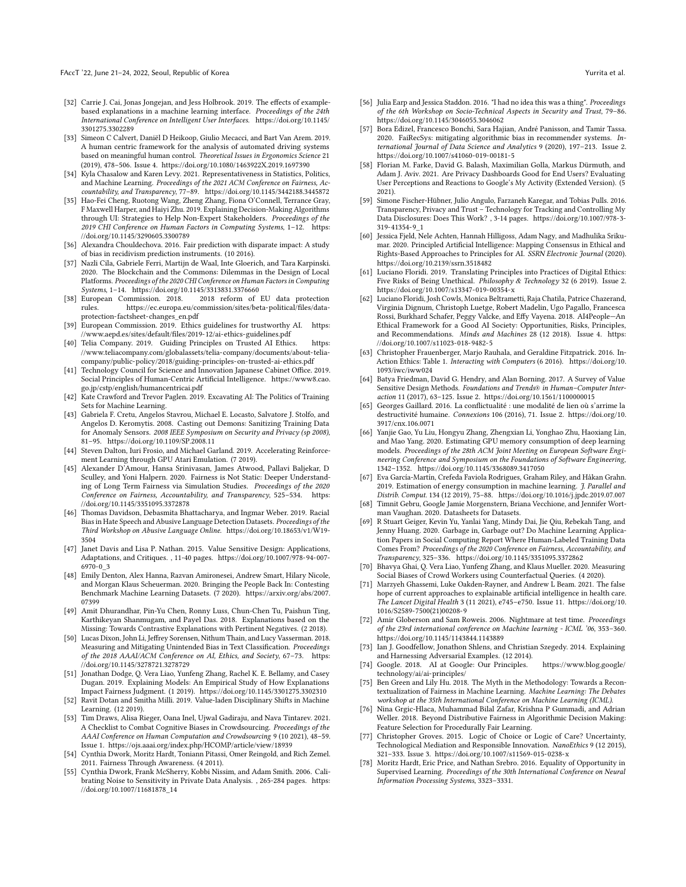[32] Carrie J. Cai, Jonas Jongejan, and Jess Holbrook. 2019. The effects of example-based explanations in a machine learning interface. *Proceedings of the 24th International Conference on Intelligent User Interfaces*. https://doi.org/10.1145/3301275.3302289

[33] Simeon C Calvert, Daniël D Heikoop, Giulio Mecacci, and Bart Van Arem. 2019. A human centric framework for the analysis of automated driving systems based on meaningful human control. *Theoretical Issues in Ergonomics Science* 21 (2019), 478–506. Issue 4. https://doi.org/10.1080/1463922X.2019.1697390

[34] Kyla Chasalow and Karen Levy. 2021. Representativeness in Statistics, Politics, and Machine Learning. *Proceedings of the 2021 ACM Conference on Fairness, Accountability, and Transparency*, 77–89. https://doi.org/10.1145/3442188.3445872

[35] Hao-Fei Cheng, Ruotong Wang, Zheng Zhang, Fiona O'Connell, Terrance Gray, F Maxwell Harper, and Haiyi Zhu. 2019. Explaining Decision-Making Algorithms through UI: Strategies to Help Non-Expert Stakeholders. *Proceedings of the 2019 CHI Conference on Human Factors in Computing Systems*, 1–12. https://doi.org/10.1145/3290605.3300789

[36] Alexandra Chouldechova. 2016. Fair prediction with disparate impact: A study of bias in recidivism prediction instruments. (10 2016).

[37] Nazli Cila, Gabriele Ferri, Martijn de Waal, Inte Gloerich, and Tara Karpinski. 2020. The Blockchain and the Commons: Dilemmas in the Design of Local Platforms. *Proceedings of the 2020 CHI Conference on Human Factors in Computing Systems*, 1–14. https://doi.org/10.1145/3313831.3376660

[38] European Commission. 2018. 2018 reform of EU data protection rules. https://ec.europa.eu/commission/sites/beta-political/files/data-protection-factsheet-changes_en.pdf

[39] European Commission. 2019. Ethics guidelines for trustworthy AI. https://www.aepd.es/sites/default/files/2019-12/ai-ethics-guidelines.pdf

[40] Telia Company. 2019. Guiding Principles on Trusted AI Ethics. https://www.teliacompany.com/globalassets/telia-company/documents/about-telia-company/public-policy/2018/guiding-principles-on-trusted-ai-ethics.pdf

[41] Technology Council for Science and Innovation Japanese Cabinet Office. 2019. Social Principles of Human-Centric Artificial Intelligence. https://www8.cao.go.jp/cstp/english/humancentricai.pdf

[42] Kate Crawford and Trevor Paglen. 2019. Excavating AI: The Politics of Training Sets for Machine Learning.

[43] Gabriela F. Cretu, Angelos Stavrou, Michael E. Locasto, Salvatore J. Stolfo, and Angelos D. Keromytis. 2008. Casting out Demons: Sanitizing Training Data for Anomaly Sensors. *2008 IEEE Symposium on Security and Privacy (sp 2008)*, 81–95. https://doi.org/10.1109/SP.2008.11

[44] Steven Dalton, Iuri Frosio, and Michael Garland. 2019. Accelerating Reinforcement Learning through GPU Atari Emulation. (7 2019).

[45] Alexander D'Amour, Hansa Srinivasan, James Atwood, Pallavi Baljekar, D Sculley, and Yoni Halpern. 2020. Fairness is Not Static: Deeper Understanding of Long Term Fairness via Simulation Studies. *Proceedings of the 2020 Conference on Fairness, Accountability, and Transparency*, 525–534. https://doi.org/10.1145/3351095.3372878

[46] Thomas Davidson, Debasmita Bhattacharya, and Ingmar Weber. 2019. Racial Bias in Hate Speech and Abusive Language Detection Datasets. *Proceedings of the Third Workshop on Abusive Language Online*. https://doi.org/10.18653/v1/W19-3504

[47] Janet Davis and Lisa P. Nathan. 2015. Value Sensitive Design: Applications, Adaptations, and Critiques. , 11-40 pages. https://doi.org/10.1007/978-94-007-6970-0_3

[48] Emily Denton, Alex Hanna, Razvan Amironesei, Andrew Smart, Hilary Nicole, and Morgan Klaus Scheuerman. 2020. Bringing the People Back In: Contesting Benchmark Machine Learning Datasets. (7 2020). https://arxiv.org/abs/2007.07399

[49] Amit Dhurandhar, Pin-Yu Chen, Ronny Luss, Chun-Chen Tu, Paishun Ting, Karthikeyan Shanmugam, and Payel Das. 2018. Explanations based on the Missing: Towards Contrastive Explanations with Pertinent Negatives. (2 2018).

[50] Lucas Dixon, John Li, Jeffrey Sorensen, Nithum Thain, and Lucy Vasserman. 2018. Measuring and Mitigating Unintended Bias in Text Classification. *Proceedings of the 2018 AAAI/ACM Conference on AI, Ethics, and Society*, 67–73. https://doi.org/10.1145/3278721.3278729

[51] Jonathan Dodge, Q. Vera Liao, Yunfeng Zhang, Rachel K. E. Bellamy, and Casey Dugan. 2019. Explaining Models: An Empirical Study of How Explanations Impact Fairness Judgment. (1 2019). https://doi.org/10.1145/3301275.3302310

[52] Ravit Dotan and Smitha Milli. 2019. Value-laden Disciplinary Shifts in Machine Learning. (12 2019).

[53] Tim Draws, Alisa Rieger, Oana Inel, Ujwal Gadiraju, and Nava Tintarev. 2021. A Checklist to Combat Cognitive Biases in Crowdsourcing. *Proceedings of the AAAI Conference on Human Computation and Crowdsourcing* 9 (10 2021), 48–59. Issue 1. https://ojs.aaai.org/index.php/HCOMP/article/view/18939

[54] Cynthia Dwork, Moritz Hardt, Toniann Pitassi, Omer Reingold, and Rich Zemel. 2011. Fairness Through Awareness. (4 2011).

[55] Cynthia Dwork, Frank McSherry, Kobbi Nissim, and Adam Smith. 2006. Calibrating Noise to Sensitivity in Private Data Analysis. , 265-284 pages. https://doi.org/10.1007/11681878_14

[56] Julia Earp and Jessica Staddon. 2016. "I had no idea this was a thing". *Proceedings of the 6th Workshop on Socio-Technical Aspects in Security and Trust*, 79–86. https://doi.org/10.1145/3046055.3046062

[57] Bora Edizel, Francesco Bonchi, Sara Hajian, André Panisson, and Tamir Tassa. 2020. FaiRecSys: mitigating algorithmic bias in recommender systems. *International Journal of Data Science and Analytics* 9 (2020), 197–213. Issue 2. https://doi.org/10.1007/s41060-019-00181-5

[58] Florian M. Farke, David G. Balash, Maximilian Golla, Markus Dürmuth, and Adam J. Aviv. 2021. Are Privacy Dashboards Good for End Users? Evaluating User Perceptions and Reactions to Google's My Activity (Extended Version). (5 2021).

[59] Simone Fischer-Hübner, Julio Angulo, Farzaneh Karegar, and Tobias Pulls. 2016. Transparency, Privacy and Trust – Technology for Tracking and Controlling My Data Disclosures: Does This Work? , 3-14 pages. https://doi.org/10.1007/978-3-319-41354-9_1

[60] Jessica Fjeld, Nele Achten, Hannah Hilligoss, Adam Nagy, and Madhulika Srikumar. 2020. Principled Artificial Intelligence: Mapping Consensus in Ethical and Rights-Based Approaches to Principles for AI. *SSRN Electronic Journal* (2020). https://doi.org/10.2139/ssrn.3518482

[61] Luciano Floridi. 2019. Translating Principles into Practices of Digital Ethics: Five Risks of Being Unethical. *Philosophy & Technology* 32 (6 2019). Issue 2. https://doi.org/10.1007/s13347-019-00354-x

[62] Luciano Floridi, Josh Cowls, Monica Beltrametti, Raja Chatila, Patrice Chazerand, Virginia Dignum, Christoph Luetge, Robert Madelin, Ugo Pagallo, Francesca Rossi, Burkhard Schafer, Peggy Valcke, and Effy Vayena. 2018. AI4People—An Ethical Framework for a Good AI Society: Opportunities, Risks, Principles, and Recommendations. *Minds and Machines* 28 (12 2018). Issue 4. https://doi.org/10.1007/s11023-018-9482-5

[63] Christopher Frauenberger, Marjo Rauhala, and Geraldine Fitzpatrick. 2016. In-Action Ethics: Table 1. *Interacting with Computers* (6 2016). https://doi.org/10.1093/iwc/iww024

[64] Batya Friedman, David G. Hendry, and Alan Borning. 2017. A Survey of Value Sensitive Design Methods. *Foundations and Trends® in Human–Computer Interaction* 11 (2017), 63–125. Issue 2. https://doi.org/10.1561/1100000015

[65] Georges Gaillard. 2016. La conflictualité : une modalité de lien où s'arrime la destructivité humaine. *Connexions* 106 (2016), 71. Issue 2. https://doi.org/10.3917/cnx.106.0071

[66] Yanjie Gao, Yu Liu, Hongyu Zhang, Zhengxian Li, Yonghao Zhu, Haoxiang Lin, and Mao Yang. 2020. Estimating GPU memory consumption of deep learning models. *Proceedings of the 28th ACM Joint Meeting on European Software Engineering Conference and Symposium on the Foundations of Software Engineering*, 1342–1352. https://doi.org/10.1145/3368089.3417050

[67] Eva García-Martín, Crefeda Faviola Rodrigues, Graham Riley, and Håkan Grahn. 2019. Estimation of energy consumption in machine learning. *J. Parallel and Distrib. Comput.* 134 (12 2019), 75–88. https://doi.org/10.1016/j.jpdc.2019.07.007

[68] Timnit Gebru, Google Jamie Morgenstern, Briana Vecchione, and Jennifer Wortman Vaughan. 2020. Datasheets for Datasets.

[69] R Stuart Geiger, Kevin Yu, Yanlai Yang, Mindy Dai, Jie Qiu, Rebekah Tang, and Jenny Huang. 2020. Garbage in, Garbage out? Do Machine Learning Application Papers in Social Computing Report Where Human-Labeled Training Data Comes From? *Proceedings of the 2020 Conference on Fairness, Accountability, and Transparency*, 325–336. https://doi.org/10.1145/3351095.3372862

[70] Bhavya Ghai, Q. Vera Liao, Yunfeng Zhang, and Klaus Mueller. 2020. Measuring Social Biases of Crowd Workers using Counterfactual Queries. (4 2020).

[71] Marzyeh Ghassemi, Luke Oakden-Rayner, and Andrew L Beam. 2021. The false hope of current approaches to explainable artificial intelligence in health care. *The Lancet Digital Health* 3 (11 2021), e745–e750. Issue 11. https://doi.org/10.1016/S2589-7500(21)00208-9

[72] Amir Globerson and Sam Roweis. 2006. Nightmare at test time. *Proceedings of the 23rd international conference on Machine learning - ICML '06*, 353–360. https://doi.org/10.1145/1143844.1143889

[73] Ian J. Goodfellow, Jonathon Shlens, and Christian Szegedy. 2014. Explaining and Harnessing Adversarial Examples. (12 2014).

[74] Google. 2018. AI at Google: Our Principles. https://www.blog.google/technology/ai/ai-principles/

[75] Ben Green and Lily Hu. 2018. The Myth in the Methodology: Towards a Recontextualization of Fairness in Machine Learning. *Machine Learning: The Debates workshop at the 35th International Conference on Machine Learning (ICML)*.

[76] Nina Grgic-Hlaca, Muhammad Bilal Zafar, Krishna P Gummadi, and Adrian Weller. 2018. Beyond Distributive Fairness in Algorithmic Decision Making: Feature Selection for Procedurally Fair Learning.

[77] Christopher Groves. 2015. Logic of Choice or Logic of Care? Uncertainty, Technological Mediation and Responsible Innovation. *NanoEthics* 9 (12 2015), 321–333. Issue 3. https://doi.org/10.1007/s11569-015-0238-x

[78] Moritz Hardt, Eric Price, and Nathan Srebro. 2016. Equality of Opportunity in Supervised Learning. *Proceedings of the 30th International Conference on Neural Information Processing Systems*, 3323–3331.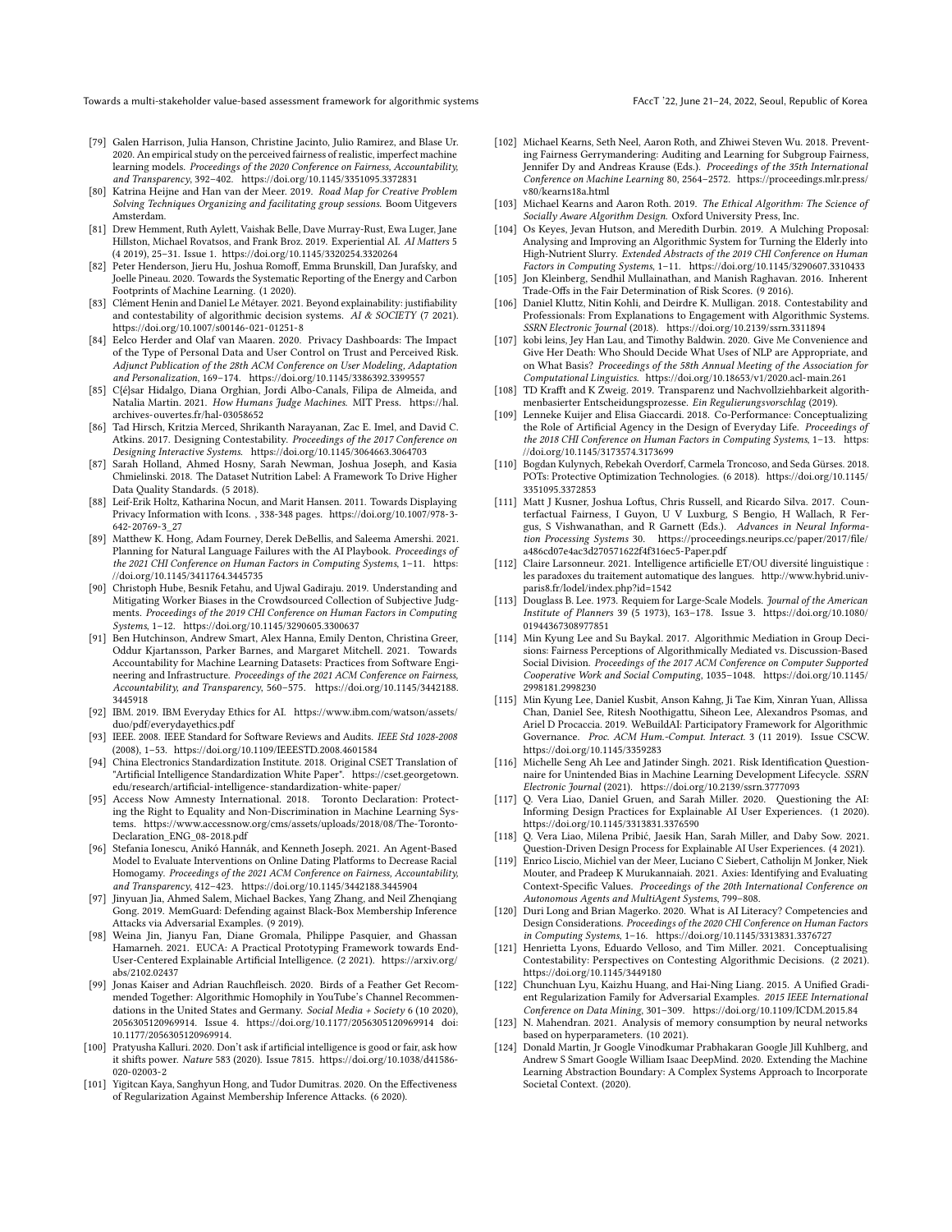- [79] Galen Harrison, Julia Hanson, Christine Jacinto, Julio Ramirez, and Blase Ur. 2020. An empirical study on the perceived fairness of realistic, imperfect machine learning models. *Proceedings of the 2020 Conference on Fairness, Accountability, and Transparency*, 392–402. https://doi.org/10.1145/3351095.3372831
- [80] Katrina Heijne and Han van der Meer. 2019. *Road Map for Creative Problem Solving Techniques Organizing and facilitating group sessions*. Boom Uitgevers Amsterdam.
- [81] Drew Hemment, Ruth Aylett, Vaishak Belle, Dave Murray-Rust, Ewa Luger, Jane Hillston, Michael Rovatsos, and Frank Broz. 2019. Experiential AI. *AI Matters* 5 (4 2019), 25–31. Issue 1. https://doi.org/10.1145/3320254.3320264
- [82] Peter Henderson, Jieru Hu, Joshua Romoff, Emma Brunskill, Dan Jurafsky, and Joelle Pineau. 2020. Towards the Systematic Reporting of the Energy and Carbon Footprints of Machine Learning. (1 2020).
- [83] Clément Henin and Daniel Le Métayer. 2021. Beyond explainability: justifiability and contestability of algorithmic decision systems. *AI & SOCIETY* (7 2021). https://doi.org/10.1007/s00146-021-01251-8
- [84] Eelco Herder and Olaf van Maaren. 2020. Privacy Dashboards: The Impact of the Type of Personal Data and User Control on Trust and Perceived Risk. *Adjunct Publication of the 28th ACM Conference on User Modeling, Adaptation and Personalization*, 169–174. https://doi.org/10.1145/3386392.3399557
- [85] C{é}sar Hidalgo, Diana Orghian, Jordi Albo-Canals, Filipa de Almeida, and Natalia Martin. 2021. *How Humans Judge Machines*. MIT Press. https://hal.archives-ouvertes.fr/hal-03058652
- [86] Tad Hirsch, Kritzia Merced, Shrikanth Narayanan, Zac E. Imel, and David C. Atkins. 2017. Designing Contestability. *Proceedings of the 2017 Conference on Designing Interactive Systems*. https://doi.org/10.1145/3064663.3064703
- [87] Sarah Holland, Ahmed Hosny, Sarah Newman, Joshua Joseph, and Kasia Chmielinski. 2018. The Dataset Nutrition Label: A Framework To Drive Higher Data Quality Standards. (5 2018).
- [88] Leif-Erik Holtz, Katharina Nocun, and Marit Hansen. 2011. Towards Displaying Privacy Information with Icons. , 338-348 pages. https://doi.org/10.1007/978-3-642-20769-3_27
- [89] Matthew K. Hong, Adam Fourney, Derek DeBellis, and Saleema Amershi. 2021. Planning for Natural Language Failures with the AI Playbook. *Proceedings of the 2021 CHI Conference on Human Factors in Computing Systems*, 1–11. https://doi.org/10.1145/3411764.3445735
- [90] Christoph Hube, Besnik Fetahu, and Ujwal Gadiraju. 2019. Understanding and Mitigating Worker Biases in the Crowdsourced Collection of Subjective Judgments. *Proceedings of the 2019 CHI Conference on Human Factors in Computing Systems*, 1–12. https://doi.org/10.1145/3290605.3300637
- [91] Ben Hutchinson, Andrew Smart, Alex Hanna, Emily Denton, Christina Greer, Oddur Kjartansson, Parker Barnes, and Margaret Mitchell. 2021. Towards Accountability for Machine Learning Datasets: Practices from Software Engineering and Infrastructure. *Proceedings of the 2021 ACM Conference on Fairness, Accountability, and Transparency*, 560–575. https://doi.org/10.1145/3442188.3445918
- [92] IBM. 2019. IBM Everyday Ethics for AI. https://www.ibm.com/watson/assets/duo/pdf/everydayethics.pdf
- [93] IEEE. 2008. IEEE Standard for Software Reviews and Audits. *IEEE Std 1028-2008* (2008), 1–53. https://doi.org/10.1109/IEEESTD.2008.4601584
- [94] China Electronics Standardization Institute. 2018. Original CSET Translation of "Artificial Intelligence Standardization White Paper". https://cset.georgetown.edu/research/artificial-intelligence-standardization-white-paper/
- [95] Access Now Amnesty International. 2018. Toronto Declaration: Protecting the Right to Equality and Non-Discrimination in Machine Learning Systems. https://www.accessnow.org/cms/assets/uploads/2018/08/The-Toronto-Declaration_ENG_08-2018.pdf
- [96] Stefania Ionescu, Anikó Hannák, and Kenneth Joseph. 2021. An Agent-Based Model to Evaluate Interventions on Online Dating Platforms to Decrease Racial Homogamy. *Proceedings of the 2021 ACM Conference on Fairness, Accountability, and Transparency*, 412–423. https://doi.org/10.1145/3442188.3445904
- [97] Jinyuan Jia, Ahmed Salem, Michael Backes, Yang Zhang, and Neil Zhenqiang Gong. 2019. MemGuard: Defending against Black-Box Membership Inference Attacks via Adversarial Examples. (9 2019).
- [98] Weina Jin, Jianyu Fan, Diane Gromala, Philippe Pasquier, and Ghassan Hamarneh. 2021. EUCA: A Practical Prototyping Framework towards End-User-Centered Explainable Artificial Intelligence. (2 2021). https://arxiv.org/abs/2102.02437
- [99] Jonas Kaiser and Adrian Rauchfleisch. 2020. Birds of a Feather Get Recommended Together: Algorithmic Homophily in YouTube's Channel Recommendations in the United States and Germany. *Social Media + Society* 6 (10 2020), 2056305120969914. Issue 4. https://doi.org/10.1177/2056305120969914 doi: 10.1177/2056305120969914.
- [100] Pratyusha Kalluri. 2020. Don't ask if artificial intelligence is good or fair, ask how it shifts power. *Nature* 583 (2020). Issue 7815. https://doi.org/10.1038/d41586-020-02003-2
- [101] Yigitcan Kaya, Sanghyun Hong, and Tudor Dumitras. 2020. On the Effectiveness of Regularization Against Membership Inference Attacks. (6 2020).
- [102] Michael Kearns, Seth Neel, Aaron Roth, and Zhiwei Steven Wu. 2018. Preventing Fairness Gerrymandering: Auditing and Learning for Subgroup Fairness, Jennifer Dy and Andreas Krause (Eds.). *Proceedings of the 35th International Conference on Machine Learning* 80, 2564–2572. https://proceedings.mlr.press/v80/kearns18a.html
- [103] Michael Kearns and Aaron Roth. 2019. *The Ethical Algorithm: The Science of Socially Aware Algorithm Design*. Oxford University Press, Inc.
- [104] Os Keyes, Jevan Hutson, and Meredith Durbin. 2019. A Mulching Proposal: Analysing and Improving an Algorithmic System for Turning the Elderly into High-Nutrient Slurry. *Extended Abstracts of the 2019 CHI Conference on Human Factors in Computing Systems*, 1–11. https://doi.org/10.1145/3290607.3310433
- [105] Jon Kleinberg, Sendhil Mullainathan, and Manish Raghavan. 2016. Inherent Trade-Offs in the Fair Determination of Risk Scores. (9 2016).
- [106] Daniel Kluttz, Nitin Kohli, and Deirdre K. Mulligan. 2018. Contestability and Professionals: From Explanations to Engagement with Algorithmic Systems. *SSRN Electronic Journal* (2018). https://doi.org/10.2139/ssrn.3311894
- [107] kobi leins, Jey Han Lau, and Timothy Baldwin. 2020. Give Me Convenience and Give Her Death: Who Should Decide What Uses of NLP are Appropriate, and on What Basis? *Proceedings of the 58th Annual Meeting of the Association for Computational Linguistics*. https://doi.org/10.18653/v1/2020.acl-main.261
- [108] TD Krafft and K Zweig. 2019. Transparenz und Nachvollziehbarkeit algorithmenbasierter Entscheidungsprozesse. *Ein Regulierungsvorschlag* (2019).
- [109] Lenneke Kuijer and Elisa Giaccardi. 2018. Co-Performance: Conceptualizing the Role of Artificial Agency in the Design of Everyday Life. *Proceedings of the 2018 CHI Conference on Human Factors in Computing Systems*, 1–13. https://doi.org/10.1145/3173574.3173699
- [110] Bogdan Kulynych, Rebekah Overdorf, Carmela Troncoso, and Seda Gürses. 2018. POTs: Protective Optimization Technologies. (6 2018). https://doi.org/10.1145/3351095.3372853
- [111] Matt J Kusner, Joshua Loftus, Chris Russell, and Ricardo Silva. 2017. Counterfactual Fairness, I Guyon, U V Luxburg, S Bengio, H Wallach, R Fergus, S Vishwanathan, and R Garnett (Eds.). *Advances in Neural Information Processing Systems* 30. https://proceedings.neurips.cc/paper/2017/file/a486cd07e4ac3d270571622f4f316ec5-Paper.pdf
- [112] Claire Larsonneur. 2021. Intelligence artificielle ET/OU diversité linguistique : les paradoxes du traitement automatique des langues. http://www.hybrid.univ-paris8.fr/lodel/index.php?id=1542
- [113] Douglass B. Lee. 1973. Requiem for Large-Scale Models. *Journal of the American Institute of Planners* 39 (5 1973), 163–178. Issue 3. https://doi.org/10.1080/01944367308977851
- [114] Min Kyung Lee and Su Baykal. 2017. Algorithmic Mediation in Group Decisions: Fairness Perceptions of Algorithmically Mediated vs. Discussion-Based Social Division. *Proceedings of the 2017 ACM Conference on Computer Supported Cooperative Work and Social Computing*, 1035–1048. https://doi.org/10.1145/2998181.2998230
- [115] Min Kyung Lee, Daniel Kusbit, Anson Kahng, Ji Tae Kim, Xinran Yuan, Allissa Chan, Daniel See, Ritesh Noothigattu, Siheon Lee, Alexandros Psomas, and Ariel D Procaccia. 2019. WeBuildAI: Participatory Framework for Algorithmic Governance. *Proc. ACM Hum.-Comput. Interact.* 3 (11 2019). Issue CSCW. https://doi.org/10.1145/3359283
- [116] Michelle Seng Ah Lee and Jatinder Singh. 2021. Risk Identification Questionnaire for Unintended Bias in Machine Learning Development Lifecycle. *SSRN Electronic Journal* (2021). https://doi.org/10.2139/ssrn.3777093
- [117] Q. Vera Liao, Daniel Gruen, and Sarah Miller. 2020. Questioning the AI: Informing Design Practices for Explainable AI User Experiences. (1 2020). https://doi.org/10.1145/3313831.3376590
- [118] Q. Vera Liao, Milena Pribić, Jaesik Han, Sarah Miller, and Daby Sow. 2021. Question-Driven Design Process for Explainable AI User Experiences. (4 2021).
- [119] Enrico Liscio, Michiel van der Meer, Luciano C Siebert, Catholijn M Jonker, Niek Mouter, and Pradeep K Murukannaiah. 2021. Axies: Identifying and Evaluating Context-Specific Values. *Proceedings of the 20th International Conference on Autonomous Agents and MultiAgent Systems*, 799–808.
- [120] Duri Long and Brian Magerko. 2020. What is AI Literacy? Competencies and Design Considerations. *Proceedings of the 2020 CHI Conference on Human Factors in Computing Systems*, 1–16. https://doi.org/10.1145/3313831.3376727
- [121] Henrietta Lyons, Eduardo Velloso, and Tim Miller. 2021. Conceptualising Contestability: Perspectives on Contesting Algorithmic Decisions. (2 2021). https://doi.org/10.1145/3449180
- [122] Chunchuan Lyu, Kaizhu Huang, and Hai-Ning Liang. 2015. A Unified Gradient Regularization Family for Adversarial Examples. *2015 IEEE International Conference on Data Mining*, 301–309. https://doi.org/10.1109/ICDM.2015.84
- [123] N. Mahendran. 2021. Analysis of memory consumption by neural networks based on hyperparameters. (10 2021).
- [124] Donald Martin, Jr Google Vinodkumar Prabhakaran Google Jill Kuhlberg, and Andrew S Smart Google William Isaac DeepMind. 2020. Extending the Machine Learning Abstraction Boundary: A Complex Systems Approach to Incorporate Societal Context. (2020).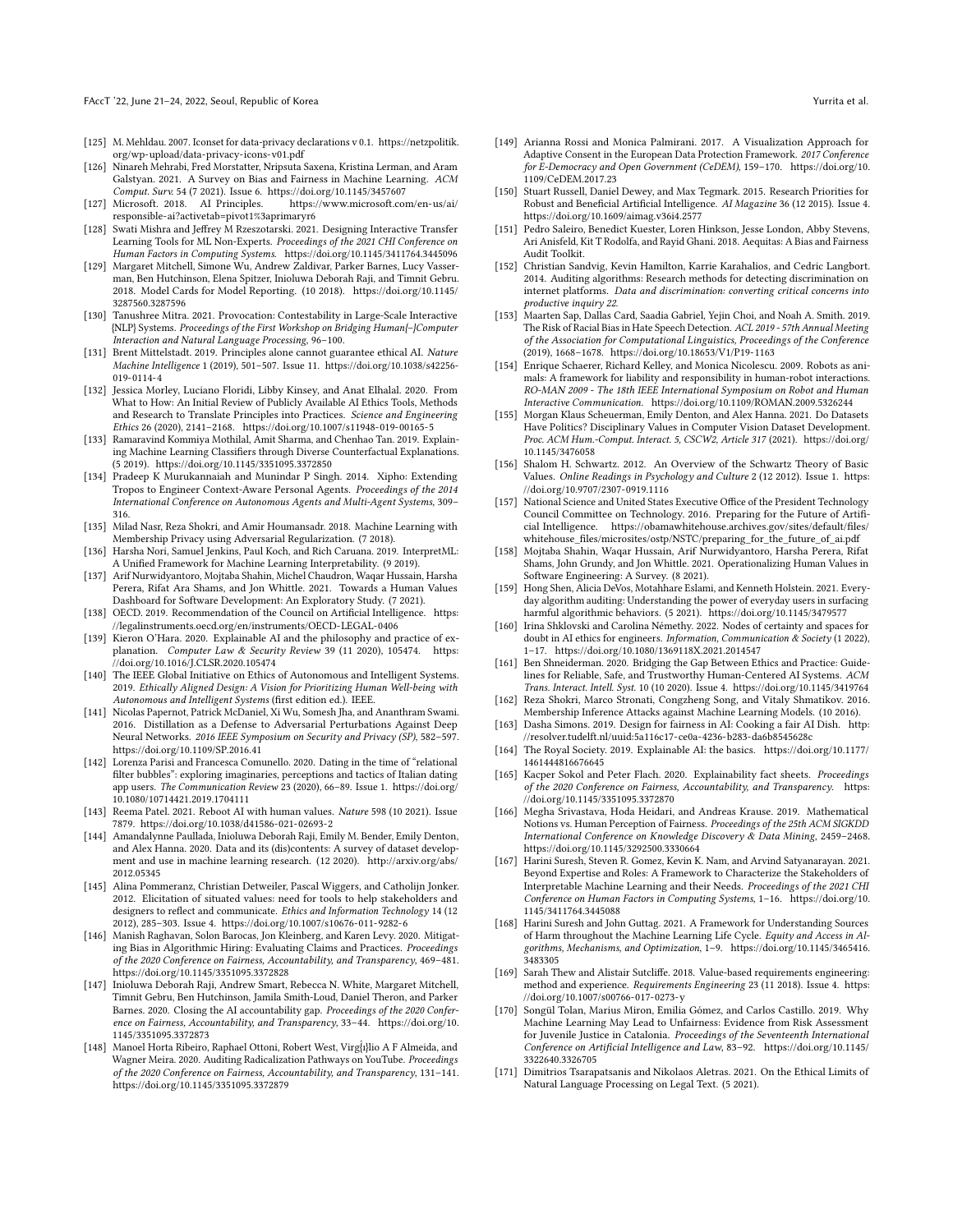- [125] M. Mehldau. 2007. Iconset for data-privacy declarations v 0.1. https://netzpolitik.org/wp-upload/data-privacy-icons-v01.pdf
- [126] Ninareh Mehrabi, Fred Morstatter, Nripsuta Saxena, Kristina Lerman, and Aram Galstyan. 2021. A Survey on Bias and Fairness in Machine Learning. *ACM Comput. Surv.* 54 (7 2021). Issue 6. https://doi.org/10.1145/3457607
- [127] Microsoft. 2018. AI Principles. https://www.microsoft.com/en-us/ai/responsible-ai?activetab=pivot1%3aprimaryr6
- [128] Swati Mishra and Jeffrey M Rzeszotarski. 2021. Designing Interactive Transfer Learning Tools for ML Non-Experts. *Proceedings of the 2021 CHI Conference on Human Factors in Computing Systems*. https://doi.org/10.1145/3411764.3445096
- [129] Margaret Mitchell, Simone Wu, Andrew Zaldivar, Parker Barnes, Lucy Vasserman, Ben Hutchinson, Elena Spitzer, Inioluwa Deborah Raji, and Timnit Gebru. 2018. Model Cards for Model Reporting. (10 2018). https://doi.org/10.1145/3287560.3287596
- [130] Tanushree Mitra. 2021. Provocation: Contestability in Large-Scale Interactive {NLP} Systems. *Proceedings of the First Workshop on Bridging Human{–}Computer Interaction and Natural Language Processing*, 96–100.
- [131] Brent Mittelstadt. 2019. Principles alone cannot guarantee ethical AI. *Nature Machine Intelligence* 1 (2019), 501–507. Issue 11. https://doi.org/10.1038/s42256-019-0114-4
- [132] Jessica Morley, Luciano Floridi, Libby Kinsey, and Anat Elhalal. 2020. From What to How: An Initial Review of Publicly Available AI Ethics Tools, Methods and Research to Translate Principles into Practices. *Science and Engineering Ethics* 26 (2020), 2141–2168. https://doi.org/10.1007/s11948-019-00165-5
- [133] Ramaravind Kommiya Mothilal, Amit Sharma, and Chenhao Tan. 2019. Explaining Machine Learning Classifiers through Diverse Counterfactual Explanations. (5 2019). https://doi.org/10.1145/3351095.3372850
- [134] Pradeep K Murukannaiah and Munindar P Singh. 2014. Xipho: Extending Tropos to Engineer Context-Aware Personal Agents. *Proceedings of the 2014 International Conference on Autonomous Agents and Multi-Agent Systems*, 309–316.
- [135] Milad Nasr, Reza Shokri, and Amir Houmansadr. 2018. Machine Learning with Membership Privacy using Adversarial Regularization. (7 2018).
- [136] Harsha Nori, Samuel Jenkins, Paul Koch, and Rich Caruana. 2019. InterpretML: A Unified Framework for Machine Learning Interpretability. (9 2019).
- [137] Arif Nurwidyantoro, Mojtaba Shahin, Michel Chaudron, Waqar Hussain, Harsha Perera, Rifat Ara Shams, and Jon Whittle. 2021. Towards a Human Values Dashboard for Software Development: An Exploratory Study. (7 2021).
- [138] OECD. 2019. Recommendation of the Council on Artificial Intelligence. https://legalinstruments.oecd.org/en/instruments/OECD-LEGAL-0406
- [139] Kieron O'Hara. 2020. Explainable AI and the philosophy and practice of explanation. *Computer Law & Security Review* 39 (11 2020), 105474. https://doi.org/10.1016/J.CLSR.2020.105474
- [140] The IEEE Global Initiative on Ethics of Autonomous and Intelligent Systems. 2019. *Ethically Aligned Design: A Vision for Prioritizing Human Well-being with Autonomous and Intelligent Systems* (first edition ed.). IEEE.
- [141] Nicolas Papernot, Patrick McDaniel, Xi Wu, Somesh Jha, and Ananthram Swami. 2016. Distillation as a Defense to Adversarial Perturbations Against Deep Neural Networks. *2016 IEEE Symposium on Security and Privacy (SP)*, 582–597. https://doi.org/10.1109/SP.2016.41
- [142] Lorenza Parisi and Francesca Comunello. 2020. Dating in the time of "relational filter bubbles": exploring imaginaries, perceptions and tactics of Italian dating app users. *The Communication Review* 23 (2020), 66–89. Issue 1. https://doi.org/10.1080/10714421.2019.1704111
- [143] Reema Patel. 2021. Reboot AI with human values. *Nature* 598 (10 2021). Issue 7879. https://doi.org/10.1038/d41586-021-02693-2
- [144] Amandalynne Paullada, Inioluwa Deborah Raji, Emily M. Bender, Emily Denton, and Alex Hanna. 2020. Data and its (dis)contents: A survey of dataset development and use in machine learning research. (12 2020). http://arxiv.org/abs/2012.05345
- [145] Alina Pommeranz, Christian Detweiler, Pascal Wiggers, and Catholijn Jonker. 2012. Elicitation of situated values: need for tools to help stakeholders and designers to reflect and communicate. *Ethics and Information Technology* 14 (12 2012), 285–303. Issue 4. https://doi.org/10.1007/s10676-011-9282-6
- [146] Manish Raghavan, Solon Barocas, Jon Kleinberg, and Karen Levy. 2020. Mitigating Bias in Algorithmic Hiring: Evaluating Claims and Practices. *Proceedings of the 2020 Conference on Fairness, Accountability, and Transparency*, 469–481. https://doi.org/10.1145/3351095.3372828
- [147] Inioluwa Deborah Raji, Andrew Smart, Rebecca N. White, Margaret Mitchell, Timnit Gebru, Ben Hutchinson, Jamila Smith-Loud, Daniel Theron, and Parker Barnes. 2020. Closing the AI accountability gap. *Proceedings of the 2020 Conference on Fairness, Accountability, and Transparency*, 33–44. https://doi.org/10.1145/3351095.3372873
- [148] Manoel Horta Ribeiro, Raphael Ottoni, Robert West, Virg{í}lio A F Almeida, and Wagner Meira. 2020. Auditing Radicalization Pathways on YouTube. *Proceedings of the 2020 Conference on Fairness, Accountability, and Transparency*, 131–141. https://doi.org/10.1145/3351095.3372879
- [149] Arianna Rossi and Monica Palmirani. 2017. A Visualization Approach for Adaptive Consent in the European Data Protection Framework. *2017 Conference for E-Democracy and Open Government (CeDEM)*, 159–170. https://doi.org/10.1109/CeDEM.2017.23
- [150] Stuart Russell, Daniel Dewey, and Max Tegmark. 2015. Research Priorities for Robust and Beneficial Artificial Intelligence. *AI Magazine* 36 (12 2015). Issue 4. https://doi.org/10.1609/aimag.v36i4.2577
- [151] Pedro Saleiro, Benedict Kuester, Loren Hinkson, Jesse London, Abby Stevens, Ari Anisfeld, Kit T Rodolfa, and Rayid Ghani. 2018. Aequitas: A Bias and Fairness Audit Toolkit.
- [152] Christian Sandvig, Kevin Hamilton, Karrie Karahalios, and Cedric Langbort. 2014. Auditing algorithms: Research methods for detecting discrimination on internet platforms. *Data and discrimination: converting critical concerns into productive inquiry 22*.
- [153] Maarten Sap, Dallas Card, Saadia Gabriel, Yejin Choi, and Noah A. Smith. 2019. The Risk of Racial Bias in Hate Speech Detection. *ACL 2019 - 57th Annual Meeting of the Association for Computational Linguistics, Proceedings of the Conference* (2019), 1668–1678. https://doi.org/10.18653/V1/P19-1163
- [154] Enrique Schaerer, Richard Kelley, and Monica Nicolescu. 2009. Robots as animals: A framework for liability and responsibility in human-robot interactions. *RO-MAN 2009 - The 18th IEEE International Symposium on Robot and Human Interactive Communication*. https://doi.org/10.1109/ROMAN.2009.5326244
- [155] Morgan Klaus Scheuerman, Emily Denton, and Alex Hanna. 2021. Do Datasets Have Politics? Disciplinary Values in Computer Vision Dataset Development. *Proc. ACM Hum.-Comput. Interact. 5, CSCW2, Article 317* (2021). https://doi.org/10.1145/3476058
- [156] Shalom H. Schwartz. 2012. An Overview of the Schwartz Theory of Basic Values. *Online Readings in Psychology and Culture* 2 (12 2012). Issue 1. https://doi.org/10.9707/2307-0919.1116
- [157] National Science and United States Executive Office of the President Technology Council Committee on Technology. 2016. Preparing for the Future of Artificial Intelligence. https://obamawhitehouse.archives.gov/sites/default/files/whitehouse_files/microsites/ostp/NSTC/preparing_for_the_future_of_ai.pdf
- [158] Mojtaba Shahin, Waqar Hussain, Arif Nurwidyantoro, Harsha Perera, Rifat Shams, John Grundy, and Jon Whittle. 2021. Operationalizing Human Values in Software Engineering: A Survey. (8 2021).
- [159] Hong Shen, Alicia DeVos, Motahhare Eslami, and Kenneth Holstein. 2021. Everyday algorithm auditing: Understanding the power of everyday users in surfacing harmful algorithmic behaviors. (5 2021). https://doi.org/10.1145/3479577
- [160] Irina Shklovski and Carolina Némethy. 2022. Nodes of certainty and spaces for doubt in AI ethics for engineers. *Information, Communication & Society* (1 2022), 1–17. https://doi.org/10.1080/1369118X.2021.2014547
- [161] Ben Shneiderman. 2020. Bridging the Gap Between Ethics and Practice: Guidelines for Reliable, Safe, and Trustworthy Human-Centered AI Systems. *ACM Trans. Interact. Intell. Syst.* 10 (10 2020). Issue 4. https://doi.org/10.1145/3419764
- [162] Reza Shokri, Marco Stronati, Congzheng Song, and Vitaly Shmatikov. 2016. Membership Inference Attacks against Machine Learning Models. (10 2016).
- [163] Dasha Simons. 2019. Design for fairness in AI: Cooking a fair AI Dish. http://resolver.tudelft.nl/uuid:5a116c17-ce0a-4236-b283-da6b8545628c
- [164] The Royal Society. 2019. Explainable AI: the basics. https://doi.org/10.1177/1461444816676645
- [165] Kacper Sokol and Peter Flach. 2020. Explainability fact sheets. *Proceedings of the 2020 Conference on Fairness, Accountability, and Transparency*. https://doi.org/10.1145/3351095.3372870
- [166] Megha Srivastava, Hoda Heidari, and Andreas Krause. 2019. Mathematical Notions vs. Human Perception of Fairness. *Proceedings of the 25th ACM SIGKDD International Conference on Knowledge Discovery & Data Mining*, 2459–2468. https://doi.org/10.1145/3292500.3330664
- [167] Harini Suresh, Steven R. Gomez, Kevin K. Nam, and Arvind Satyanarayan. 2021. Beyond Expertise and Roles: A Framework to Characterize the Stakeholders of Interpretable Machine Learning and their Needs. *Proceedings of the 2021 CHI Conference on Human Factors in Computing Systems*, 1–16. https://doi.org/10.1145/3411764.3445088
- [168] Harini Suresh and John Guttag. 2021. A Framework for Understanding Sources of Harm throughout the Machine Learning Life Cycle. *Equity and Access in Algorithms, Mechanisms, and Optimization*, 1–9. https://doi.org/10.1145/3465416.3483305
- [169] Sarah Thew and Alistair Sutcliffe. 2018. Value-based requirements engineering: method and experience. *Requirements Engineering* 23 (11 2018). Issue 4. https://doi.org/10.1007/s00766-017-0273-y
- [170] Songül Tolan, Marius Miron, Emilia Gómez, and Carlos Castillo. 2019. Why Machine Learning May Lead to Unfairness: Evidence from Risk Assessment for Juvenile Justice in Catalonia. *Proceedings of the Seventeenth International Conference on Artificial Intelligence and Law*, 83–92. https://doi.org/10.1145/3322640.3326705
- [171] Dimitrios Tsarapatsanis and Nikolaos Aletras. 2021. On the Ethical Limits of Natural Language Processing on Legal Text. (5 2021).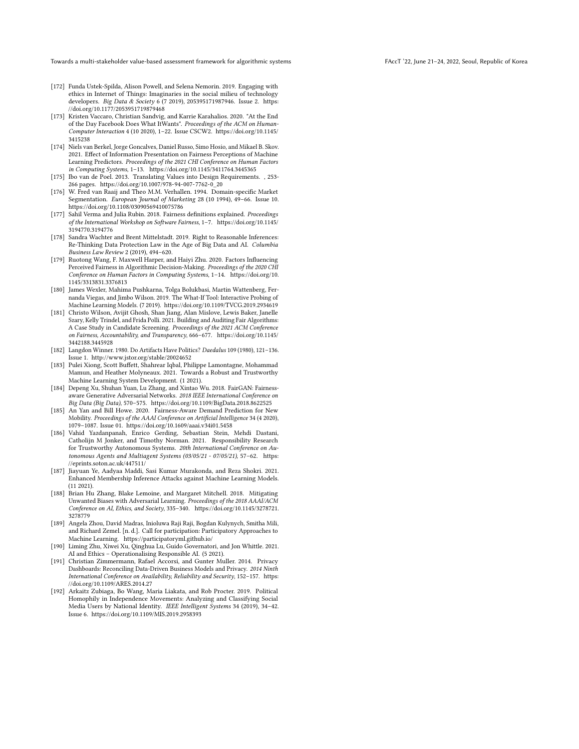- [172] Funda Ustek-Spilda, Alison Powell, and Selena Nemorin. 2019. Engaging with ethics in Internet of Things: Imaginaries in the social milieu of technology developers. *Big Data & Society* 6 (7 2019), 205395171987946. Issue 2. https://doi.org/10.1177/2053951719879468
- [173] Kristen Vaccaro, Christian Sandvig, and Karrie Karahalios. 2020. "At the End of the Day Facebook Does What ItWants". *Proceedings of the ACM on Human-Computer Interaction* 4 (10 2020), 1–22. Issue CSCW2. https://doi.org/10.1145/3415238
- [174] Niels van Berkel, Jorge Goncalves, Daniel Russo, Simo Hosio, and Mikael B. Skov. 2021. Effect of Information Presentation on Fairness Perceptions of Machine Learning Predictors. *Proceedings of the 2021 CHI Conference on Human Factors in Computing Systems*, 1–13. https://doi.org/10.1145/3411764.3445365
- [175] Ibo van de Poel. 2013. Translating Values into Design Requirements. , 253-266 pages. https://doi.org/10.1007/978-94-007-7762-0_20
- [176] W. Fred van Raaij and Theo M.M. Verhallen. 1994. Domain-specific Market Segmentation. *European Journal of Marketing* 28 (10 1994), 49–66. Issue 10. https://doi.org/10.1108/03090569410075786
- [177] Sahil Verma and Julia Rubin. 2018. Fairness definitions explained. *Proceedings of the International Workshop on Software Fairness*, 1–7. https://doi.org/10.1145/3194770.3194776
- [178] Sandra Wachter and Brent Mittelstadt. 2019. Right to Reasonable Inferences: Re-Thinking Data Protection Law in the Age of Big Data and AI. *Columbia Business Law Review* 2 (2019), 494–620.
- [179] Ruotong Wang, F. Maxwell Harper, and Haiyi Zhu. 2020. Factors Influencing Perceived Fairness in Algorithmic Decision-Making. *Proceedings of the 2020 CHI Conference on Human Factors in Computing Systems*, 1–14. https://doi.org/10.1145/3313831.3376813
- [180] James Wexler, Mahima Pushkarna, Tolga Bolukbasi, Martin Wattenberg, Fernanda Viegas, and Jimbo Wilson. 2019. The What-If Tool: Interactive Probing of Machine Learning Models. (7 2019). https://doi.org/10.1109/TVCG.2019.2934619
- [181] Christo Wilson, Avijit Ghosh, Shan Jiang, Alan Mislove, Lewis Baker, Janelle Szary, Kelly Trindel, and Frida Polli. 2021. Building and Auditing Fair Algorithms: A Case Study in Candidate Screening. *Proceedings of the 2021 ACM Conference on Fairness, Accountability, and Transparency*, 666–677. https://doi.org/10.1145/3442188.3445928
- [182] Langdon Winner. 1980. Do Artifacts Have Politics? *Daedalus* 109 (1980), 121–136. Issue 1. http://www.jstor.org/stable/20024652
- [183] Pulei Xiong, Scott Buffett, Shahrear Iqbal, Philippe Lamontagne, Mohammad Mamun, and Heather Molyneaux. 2021. Towards a Robust and Trustworthy Machine Learning System Development. (1 2021).
- [184] Depeng Xu, Shuhan Yuan, Lu Zhang, and Xintao Wu. 2018. FairGAN: Fairness-aware Generative Adversarial Networks. *2018 IEEE International Conference on Big Data (Big Data)*, 570–575. https://doi.org/10.1109/BigData.2018.8622525
- [185] An Yan and Bill Howe. 2020. Fairness-Aware Demand Prediction for New Mobility. *Proceedings of the AAAI Conference on Artificial Intelligence* 34 (4 2020), 1079–1087. Issue 01. https://doi.org/10.1609/aaai.v34i01.5458
- [186] Vahid Yazdanpanah, Enrico Gerding, Sebastian Stein, Mehdi Dastani, Catholijn M Jonker, and Timothy Norman. 2021. Responsibility Research for Trustworthy Autonomous Systems. *20th International Conference on Autonomous Agents and Multiagent Systems (03/05/21 - 07/05/21)*, 57–62. https://eprints.soton.ac.uk/447511/
- [187] Jiayuan Ye, Aadyaa Maddi, Sasi Kumar Murakonda, and Reza Shokri. 2021. Enhanced Membership Inference Attacks against Machine Learning Models. (11 2021).
- [188] Brian Hu Zhang, Blake Lemoine, and Margaret Mitchell. 2018. Mitigating Unwanted Biases with Adversarial Learning. *Proceedings of the 2018 AAAI/ACM Conference on AI, Ethics, and Society*, 335–340. https://doi.org/10.1145/3278721.3278779
- [189] Angela Zhou, David Madras, Inioluwa Raji Raji, Bogdan Kulynych, Smitha Mili, and Richard Zemel. [n. d.]. Call for participation: Participatory Approaches to Machine Learning. https://participatoryml.github.io/
- [190] Liming Zhu, Xiwei Xu, Qinghua Lu, Guido Governatori, and Jon Whittle. 2021. AI and Ethics – Operationalising Responsible AI. (5 2021).
- [191] Christian Zimmermann, Rafael Accorsi, and Gunter Muller. 2014. Privacy Dashboards: Reconciling Data-Driven Business Models and Privacy. *2014 Ninth International Conference on Availability, Reliability and Security*, 152–157. https://doi.org/10.1109/ARES.2014.27
- [192] Arkaitz Zubiaga, Bo Wang, Maria Liakata, and Rob Procter. 2019. Political Homophily in Independence Movements: Analyzing and Classifying Social Media Users by National Identity. *IEEE Intelligent Systems* 34 (2019), 34–42. Issue 6. https://doi.org/10.1109/MIS.2019.2958393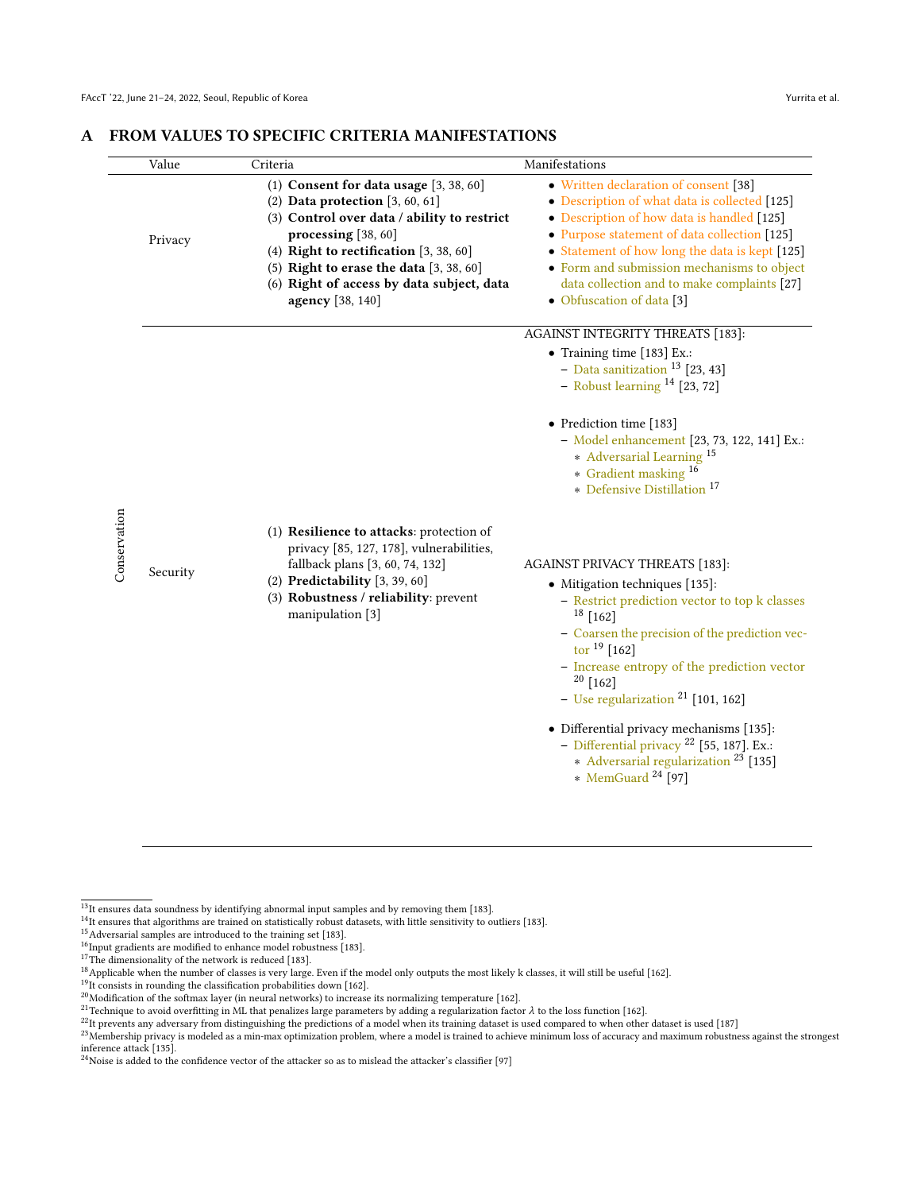## A FROM VALUES TO SPECIFIC CRITERIA MANIFESTATIONS

| | Value | Criteria | Manifestations |
|---|---|---|---|
| Conservation | Privacy | (1) **Consent for data usage** [3, 38, 60]<br>(2) **Data protection** [3, 60, 61]<br>(3) **Control over data / ability to restrict processing** [38, 60]<br>(4) **Right to rectification** [3, 38, 60]<br>(5) **Right to erase the data** [3, 38, 60]<br>(6) **Right of access by data subject, data agency** [38, 140] | • Written declaration of consent [38]<br>• Description of what data is collected [125]<br>• Description of how data is handled [125]<br>• Purpose statement of data collection [125]<br>• Statement of how long the data is kept [125]<br>• Form and submission mechanisms to object data collection and to make complaints [27]<br>• Obfuscation of data [3] |
| | Security | (1) **Resilience to attacks**: protection of privacy [85, 127, 178], vulnerabilities, fallback plans [3, 60, 74, 132]<br>(2) **Predictability** [3, 39, 60]<br>(3) **Robustness / reliability**: prevent manipulation [3] | AGAINST INTEGRITY THREATS [183]:<br>• Training time [183] Ex.:<br>– Data sanitization [13] [23, 43]<br>– Robust learning [14] [23, 72]<br>• Prediction time [183]<br>– Model enhancement [23, 73, 122, 141] Ex.:<br>∗ Adversarial Learning [15]<br>∗ Gradient masking [16]<br>∗ Defensive Distillation [17]<br><br>AGAINST PRIVACY THREATS [183]:<br>• Mitigation techniques [135]:<br>– Restrict prediction vector to top k classes [18] [162]<br>– Coarsen the precision of the prediction vector [19] [162]<br>– Increase entropy of the prediction vector [20] [162]<br>– Use regularization [21] [101, 162]<br>• Differential privacy mechanisms [135]:<br>– Differential privacy [22] [55, 187]. Ex.:<br>∗ Adversarial regularization [23] [135]<br>∗ MemGuard [24] [97] |

[13] It ensures data soundness by identifying abnormal input samples and by removing them [183].
[14] It ensures that algorithms are trained on statistically robust datasets, with little sensitivity to outliers [183].
[15] Adversarial samples are introduced to the training set [183].
[16] Input gradients are modified to enhance model robustness [183].
[17] The dimensionality of the network is reduced [183].
[18] Applicable when the number of classes is very large. Even if the model only outputs the most likely k classes, it will still be useful [162].
[19] It consists in rounding the classification probabilities down [162].
[20] Modification of the softmax layer (in neural networks) to increase its normalizing temperature [162].
[21] Technique to avoid overfitting in ML that penalizes large parameters by adding a regularization factor $\lambda$ to the loss function [162].
[22] It prevents any adversary from distinguishing the predictions of a model when its training dataset is used compared to when other dataset is used [187]
[23] Membership privacy is modeled as a min-max optimization problem, where a model is trained to achieve minimum loss of accuracy and maximum robustness against the strongest inference attack [135].
[24] Noise is added to the confidence vector of the attacker so as to mislead the attacker's classifier [97]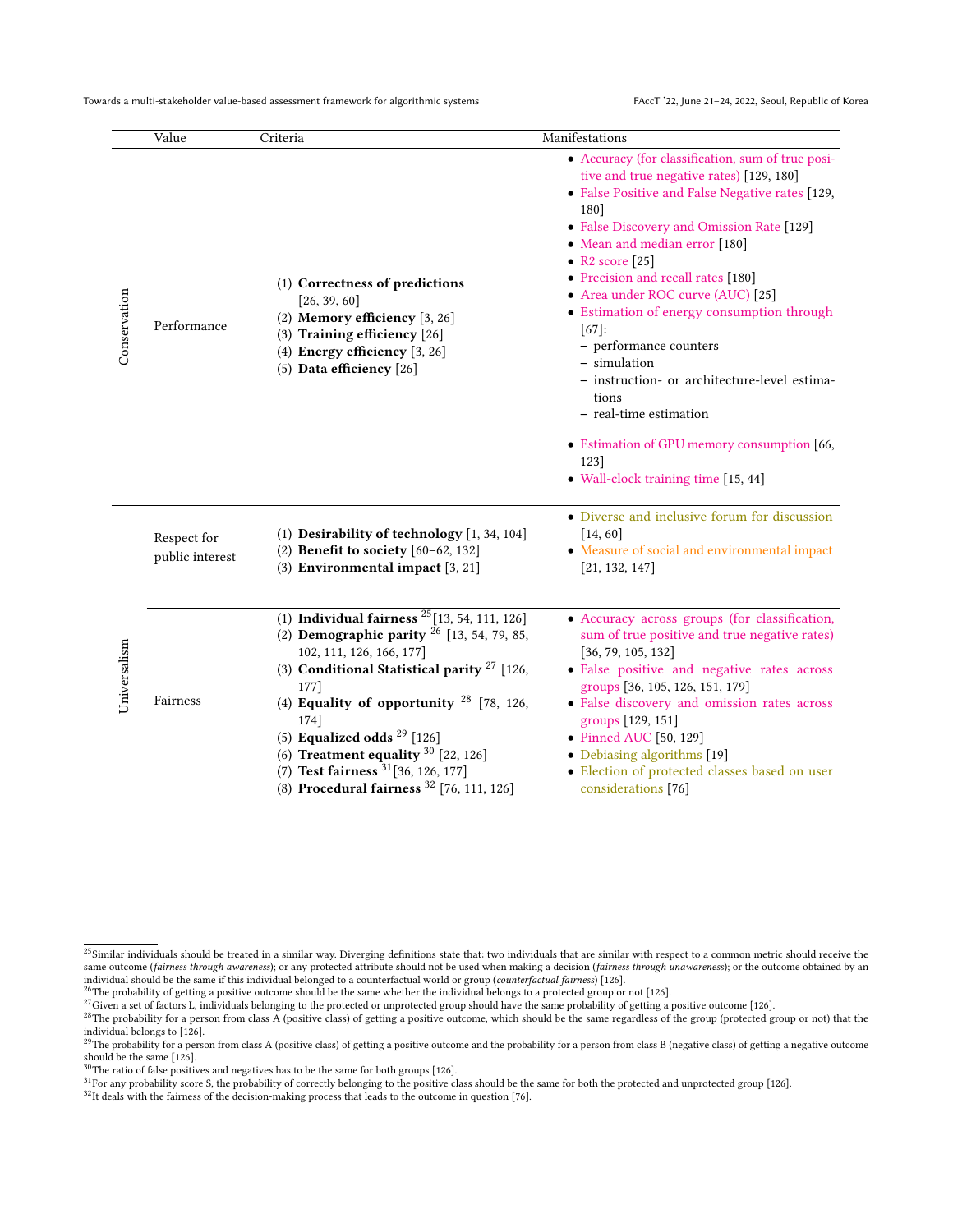| | Value | Criteria | Manifestations |
|---|---|---|---|
| Conservation | Performance | (1) **Correctness of predictions** [26, 39, 60]<br>(2) **Memory efficiency** [3, 26]<br>(3) **Training efficiency** [26]<br>(4) **Energy efficiency** [3, 26]<br>(5) **Data efficiency** [26] | • Accuracy (for classification, sum of true positive and true negative rates) [129, 180]<br>• False Positive and False Negative rates [129, 180]<br>• False Discovery and Omission Rate [129]<br>• Mean and median error [180]<br>• R2 score [25]<br>• Precision and recall rates [180]<br>• Area under ROC curve (AUC) [25]<br>• Estimation of energy consumption through [67]:<br>– performance counters<br>– simulation<br>– instruction- or architecture-level estimations<br>– real-time estimation<br>• Estimation of GPU memory consumption [66, 123]<br>• Wall-clock training time [15, 44] |
| Universalism | Respect for public interest | (1) **Desirability of technology** [1, 34, 104]<br>(2) **Benefit to society** [60–62, 132]<br>(3) **Environmental impact** [3, 21] | • Diverse and inclusive forum for discussion [14, 60]<br>• Measure of social and environmental impact [21, 132, 147] |
| | Fairness | (1) **Individual fairness** [25] [13, 54, 111, 126]<br>(2) **Demographic parity** [26] [13, 54, 79, 85, 102, 111, 126, 166, 177]<br>(3) **Conditional Statistical parity** [27] [126, 177]<br>(4) **Equality of opportunity** [28] [78, 126, 174]<br>(5) **Equalized odds** [29] [126]<br>(6) **Treatment equality** [30] [22, 126]<br>(7) **Test fairness** [31] [36, 126, 177]<br>(8) **Procedural fairness** [32] [76, 111, 126] | • Accuracy across groups (for classification, sum of true positive and true negative rates) [36, 79, 105, 132]<br>• False positive and negative rates across groups [36, 105, 126, 151, 179]<br>• False discovery and omission rates across groups [129, 151]<br>• Pinned AUC [50, 129]<br>• Debiasing algorithms [19]<br>• Election of protected classes based on user considerations [76] |

[25] Similar individuals should be treated in a similar way. Diverging definitions state that: two individuals that are similar with respect to a common metric should receive the same outcome (*fairness through awareness*); or any protected attribute should not be used when making a decision (*fairness through unawareness*); or the outcome obtained by an individual should be the same if this individual belonged to a counterfactual world or group (*counterfactual fairness*) [126].

[26] The probability of getting a positive outcome should be the same whether the individual belongs to a protected group or not [126].

[27] Given a set of factors L, individuals belonging to the protected or unprotected group should have the same probability of getting a positive outcome [126].

[28] The probability for a person from class A (positive class) of getting a positive outcome, which should be the same regardless of the group (protected group or not) that the individual belongs to [126].

[29] The probability for a person from class A (positive class) of getting a positive outcome and the probability for a person from class B (negative class) of getting a negative outcome should be the same [126].

[30] The ratio of false positives and negatives has to be the same for both groups [126].

[31] For any probability score S, the probability of correctly belonging to the positive class should be the same for both the protected and unprotected group [126].

[32] It deals with the fairness of the decision-making process that leads to the outcome in question [76].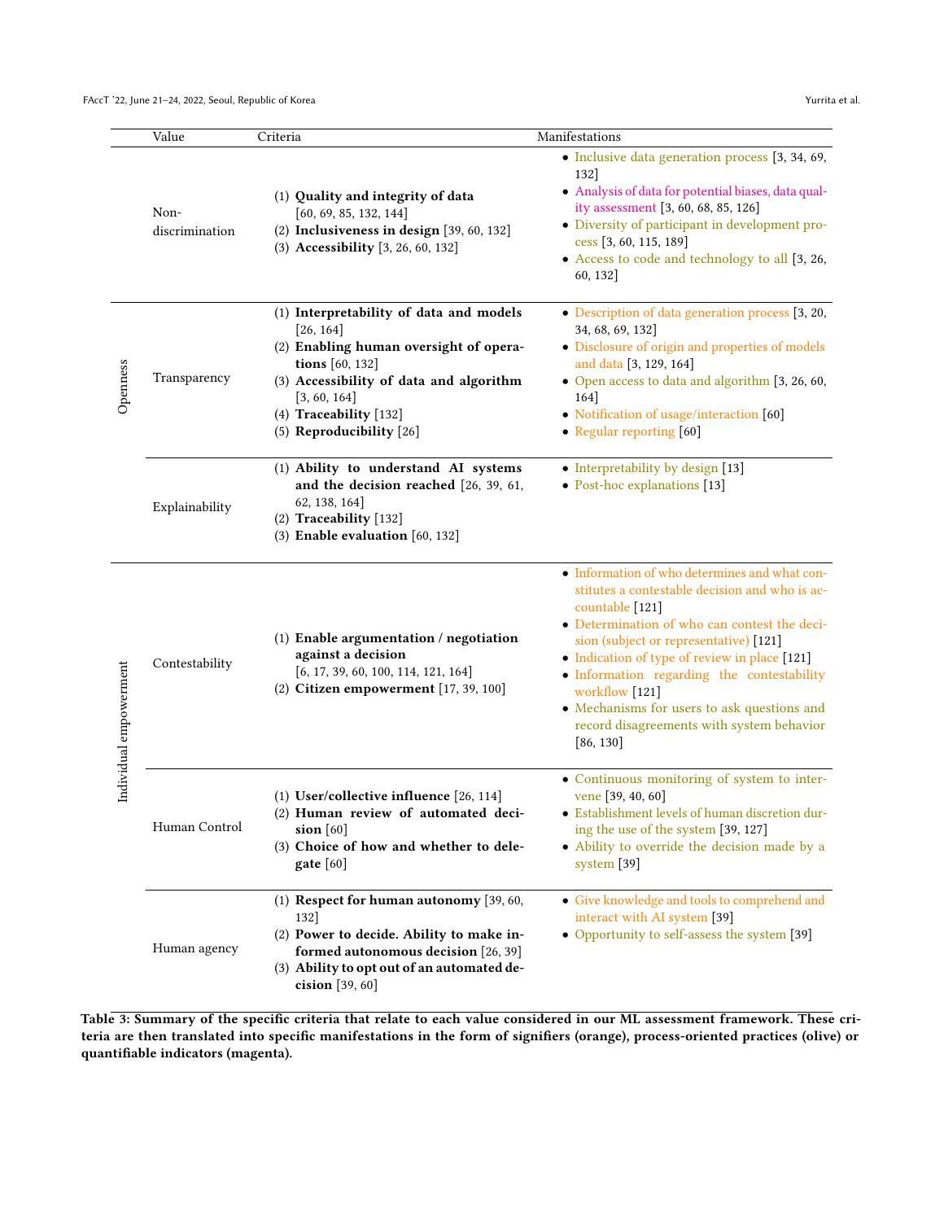| | Value | Criteria | Manifestations |
|---|---|---|---|
| | Non-discrimination | (1) **Quality and integrity of data** [60, 69, 85, 132, 144]<br>(2) **Inclusiveness in design** [39, 60, 132]<br>(3) **Accessibility** [3, 26, 60, 132] | • Inclusive data generation process [3, 34, 69, 132]<br>• Analysis of data for potential biases, data quality assessment [3, 60, 68, 85, 126]<br>• Diversity of participant in development process [3, 60, 115, 189]<br>• Access to code and technology to all [3, 26, 60, 132] |
| Openness | Transparency | (1) **Interpretability of data and models** [26, 164]<br>(2) **Enabling human oversight of operations** [60, 132]<br>(3) **Accessibility of data and algorithm** [3, 60, 164]<br>(4) **Traceability** [132]<br>(5) **Reproducibility** [26] | • Description of data generation process [3, 20, 34, 68, 69, 132]<br>• Disclosure of origin and properties of models and data [3, 129, 164]<br>• Open access to data and algorithm [3, 26, 60, 164]<br>• Notification of usage/interaction [60]<br>• Regular reporting [60] |
| Openness | Explainability | (1) **Ability to understand AI systems and the decision reached** [26, 39, 61, 62, 138, 164]<br>(2) **Traceability** [132]<br>(3) **Enable evaluation** [60, 132] | • Interpretability by design [13]<br>• Post-hoc explanations [13] |
| Individual empowerment | Contestability | (1) **Enable argumentation / negotiation against a decision** [6, 17, 39, 60, 100, 114, 121, 164]<br>(2) **Citizen empowerment** [17, 39, 100] | • Information of who determines and what constitutes a contestable decision and who is accountable [121]<br>• Determination of who can contest the decision (subject or representative) [121]<br>• Indication of type of review in place [121]<br>• Information regarding the contestability workflow [121]<br>• Mechanisms for users to ask questions and record disagreements with system behavior [86, 130] |
| Individual empowerment | Human Control | (1) **User/collective influence** [26, 114]<br>(2) **Human review of automated decision** [60]<br>(3) **Choice of how and whether to delegate** [60] | • Continuous monitoring of system to intervene [39, 40, 60]<br>• Establishment levels of human discretion during the use of the system [39, 127]<br>• Ability to override the decision made by a system [39] |
| Individual empowerment | Human agency | (1) **Respect for human autonomy** [39, 60, 132]<br>(2) **Power to decide. Ability to make informed autonomous decision** [26, 39]<br>(3) **Ability to opt out of an automated decision** [39, 60] | • Give knowledge and tools to comprehend and interact with AI system [39]<br>• Opportunity to self-assess the system [39] |

**Table 3: Summary of the specific criteria that relate to each value considered in our ML assessment framework. These criteria are then translated into specific manifestations in the form of signifiers (orange), process-oriented practices (olive) or quantifiable indicators (magenta).**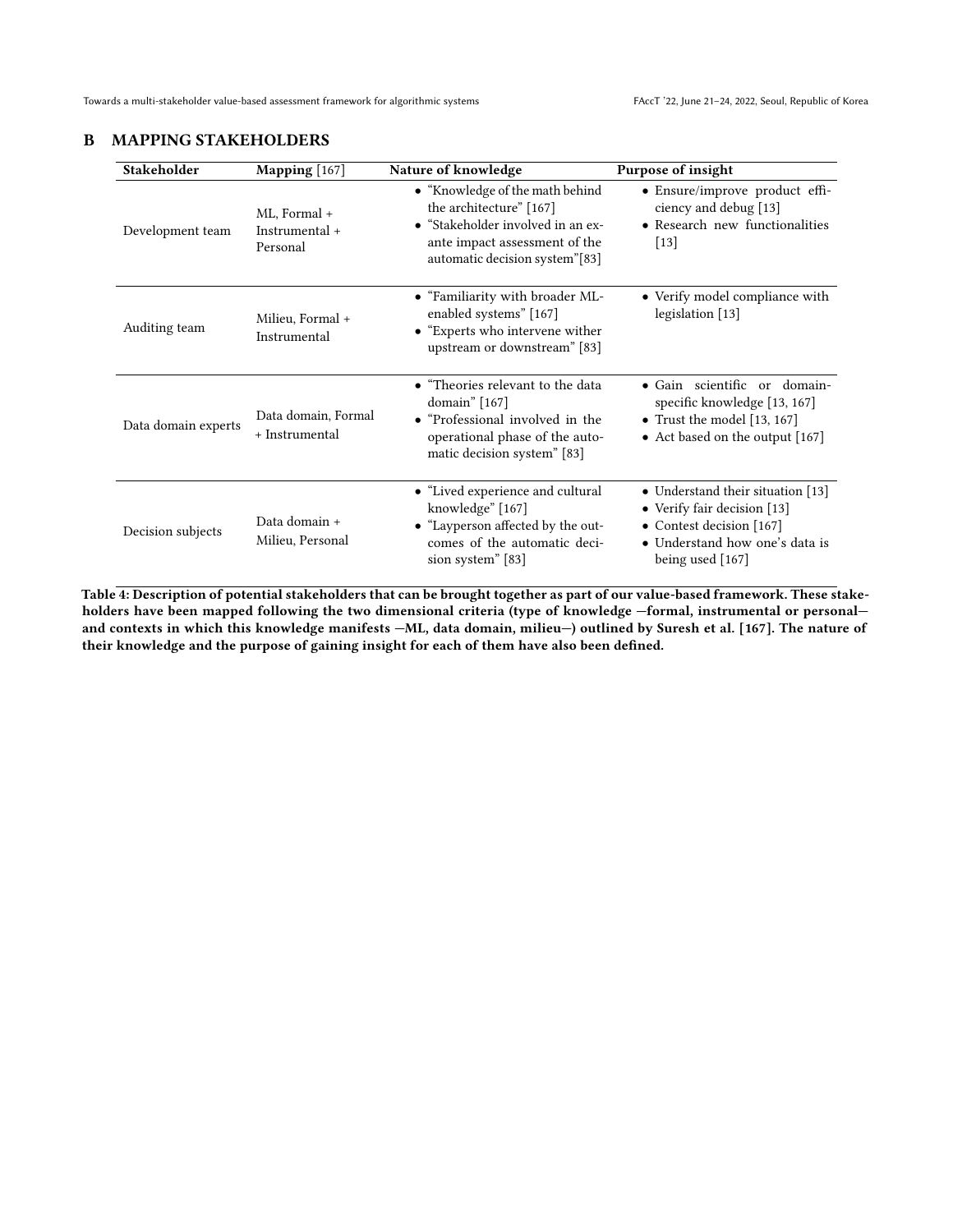## B MAPPING STAKEHOLDERS

| Stakeholder | Mapping [167] | Nature of knowledge | Purpose of insight |
|---|---|---|---|
| Development team | ML, Formal + Instrumental + Personal | • "Knowledge of the math behind the architecture" [167]<br>• "Stakeholder involved in an ex-ante impact assessment of the automatic decision system"[83] | • Ensure/improve product efficiency and debug [13]<br>• Research new functionalities [13] |
| Auditing team | Milieu, Formal + Instrumental | • "Familiarity with broader ML-enabled systems" [167]<br>• "Experts who intervene wither upstream or downstream" [83] | • Verify model compliance with legislation [13] |
| Data domain experts | Data domain, Formal + Instrumental | • "Theories relevant to the data domain" [167]<br>• "Professional involved in the operational phase of the automatic decision system" [83] | • Gain scientific or domain-specific knowledge [13, 167]<br>• Trust the model [13, 167]<br>• Act based on the output [167] |
| Decision subjects | Data domain + Milieu, Personal | • "Lived experience and cultural knowledge" [167]<br>• "Layperson affected by the outcomes of the automatic decision system" [83] | • Understand their situation [13]<br>• Verify fair decision [13]<br>• Contest decision [167]<br>• Understand how one's data is being used [167] |

**Table 4: Description of potential stakeholders that can be brought together as part of our value-based framework. These stakeholders have been mapped following the two dimensional criteria (type of knowledge —formal, instrumental or personal— and contexts in which this knowledge manifests —ML, data domain, milieu—) outlined by Suresh et al. [167]. The nature of their knowledge and the purpose of gaining insight for each of them have also been defined.**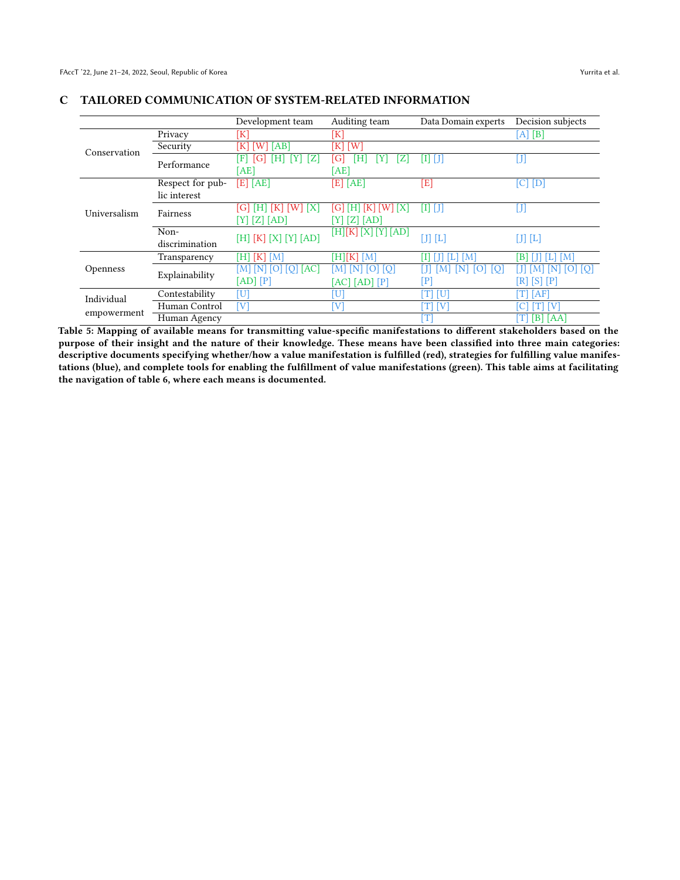## C TAILORED COMMUNICATION OF SYSTEM-RELATED INFORMATION

| | | Development team | Auditing team | Data Domain experts | Decision subjects |
|---|---|---|---|---|---|
| Conservation | Privacy | [K] | [K] | | [A] [B] |
| | Security | [K] [W] [AB] | [K] [W] | | |
| | Performance | [F] [G] [H] [Y] [Z] [AE] | [G] [H] [Y] [Z] [AE] | [I] [J] | [J] |
| Universalism | Respect for public interest | [E] [AE] | [E] [AE] | [E] | [C] [D] |
| | Fairness | [G] [H] [K] [W] [X] [Y] [Z] [AD] | [G] [H] [K] [W] [X] [Y] [Z] [AD] | [I] [J] | [J] |
| | Non-discrimination | [H] [K] [X] [Y] [AD] | [H][K] [X] [Y] [AD] | [J] [L] | [J] [L] |
| Openness | Transparency | [H] [K] [M] | [H][K] [M] | [I] [J] [L] [M] | [B] [J] [L] [M] |
| | Explainability | [M] [N] [O] [Q] [AC] [AD] [P] | [M] [N] [O] [Q] [AC] [AD] [P] | [J] [M] [N] [O] [Q] [P] | [J] [M] [N] [O] [Q] [R] [S] [P] |
| Individual empowerment | Contestability | [U] | [U] | [T] [U] | [T] [AF] |
| | Human Control | [V] | [V] | [T] [V] | [C] [T] [V] |
| | Human Agency | | | [T] | [T] [B] [AA] |

**Table 5: Mapping of available means for transmitting value-specific manifestations to different stakeholders based on the purpose of their insight and the nature of their knowledge. These means have been classified into three main categories: descriptive documents specifying whether/how a value manifestation is fulfilled (red), strategies for fulfilling value manifestations (blue), and complete tools for enabling the fulfillment of value manifestations (green). This table aims at facilitating the navigation of table 6, where each means is documented.**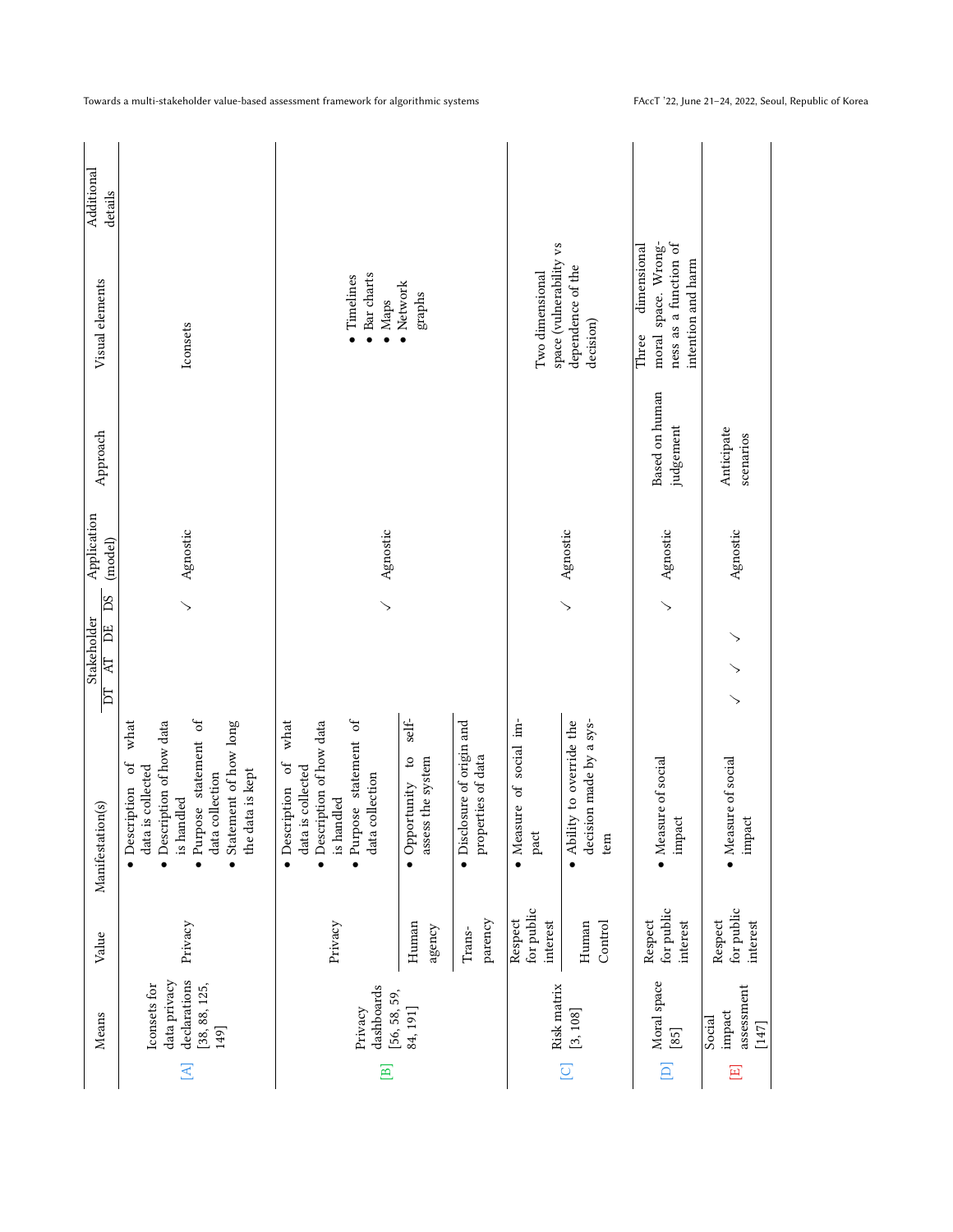| | Means | Value | Manifestation(s) | Stakeholder DT | AT | DE | DS | Application (model) | Approach | Visual elements | Additional details |
|---|---|---|---|---|---|---|---|---|---|---|---|
| [A] | Iconsets for data privacy declarations [38, 88, 125, 149] | Privacy | • Description of what data is collected<br>• Description of how data is handled<br>• Purpose statement of data collection<br>• Statement of how long the data is kept | | | | ✓ | Agnostic | | Iconsets | |
| [B] | Privacy dashboards [56, 58, 59, 84, 191] | Privacy | • Description of what data is collected<br>• Description of how data is handled<br>• Purpose statement of data collection | | | | ✓ | Agnostic | | • Timelines<br>• Bar charts<br>• Maps<br>• Network graphs | |
| | | Human agency | • Opportunity to self-assess the system | | | | | | | | |
| | | Transparency | • Disclosure of origin and properties of data | | | | | | | | |
| [C] | Risk matrix [3, 108] | Respect for public interest | • Measure of social impact | | | | ✓ | Agnostic | | Two dimensional space (vulnerability vs dependence of the decision) | |
| | | Human Control | • Ability to override the decision made by a system | | | | | | | | |
| [D] | Moral space [85] | Respect for public interest | • Measure of social impact | | | | ✓ | Agnostic | Based on human judgement | Three dimensional moral space. Wrongness as a function of intention and harm | |
| [E] | Social impact assessment [147] | Respect for public interest | • Measure of social impact | ✓ | ✓ | ✓ | | Agnostic | Anticipate scenarios | | |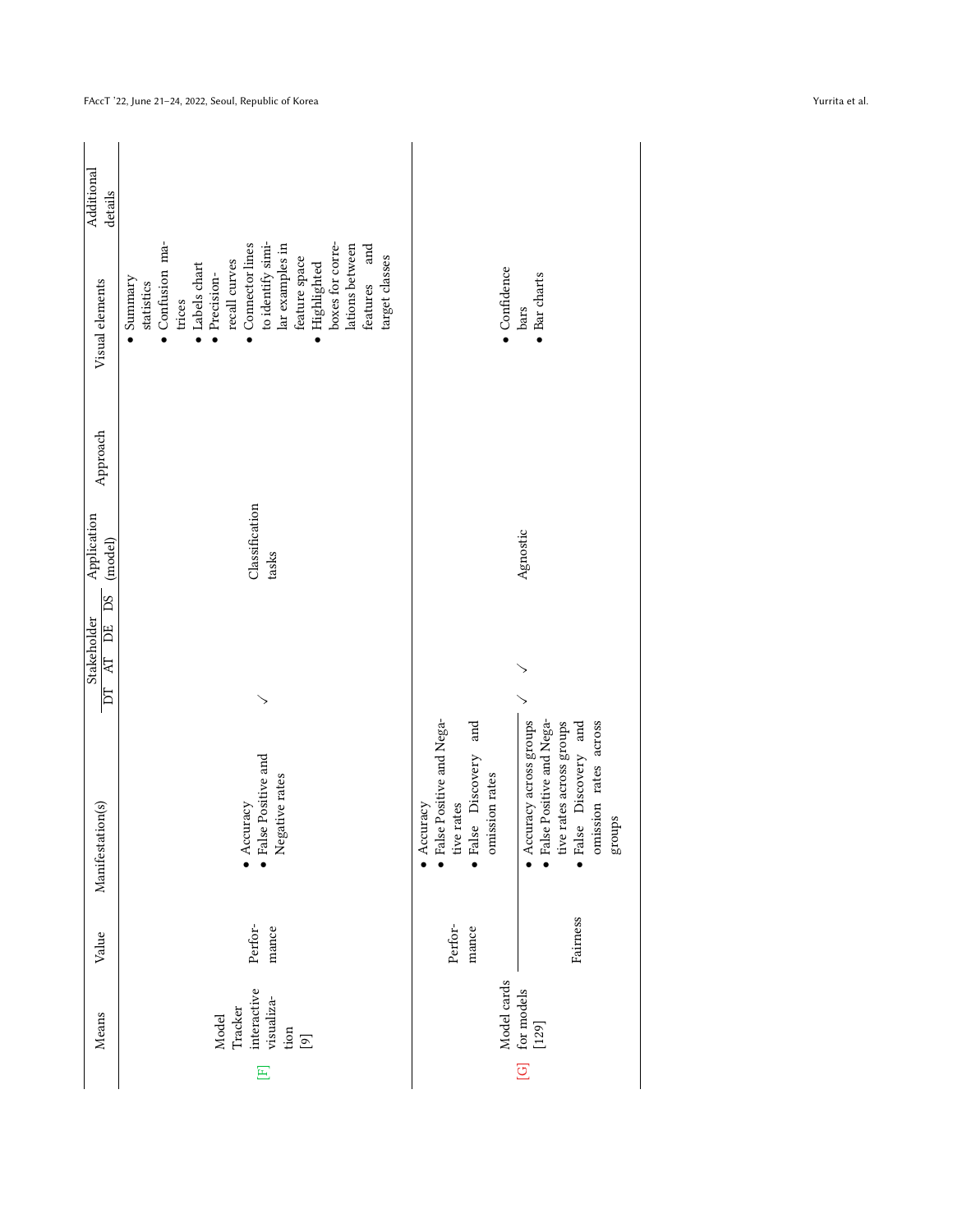| | Means | Value | Manifestation(s) | Stakeholder | | | | Application (model) | Approach | Visual elements | Additional details |
|---|---|---|---|---|---|---|---|---|---|---|---|
| | | | | DT | AT | DE | DS | | | | |
| [F] | Model Tracker interactive visualization [9] | Performance | • Accuracy<br>• False Positive and Negative rates | | | | ✓ | Classification tasks | | • Summary statistics<br>• Confusion matrices<br>• Labels chart<br>• Precision-recall curves<br>• Connector lines to identify similar examples in feature space<br>• Highlighted boxes for correlations between features and target classes | |
| [G] | Model cards for models [129] | Performance | • Accuracy<br>• False Positive and Negative rates<br>• False Discovery and omission rates | ✓ | ✓ | | | Agnostic | | • Confidence bars<br>• Bar charts | |
| | | Fairness | • Accuracy across groups<br>• False Positive and Negative rates across groups<br>• False Discovery and omission rates across groups | | | | | | | | |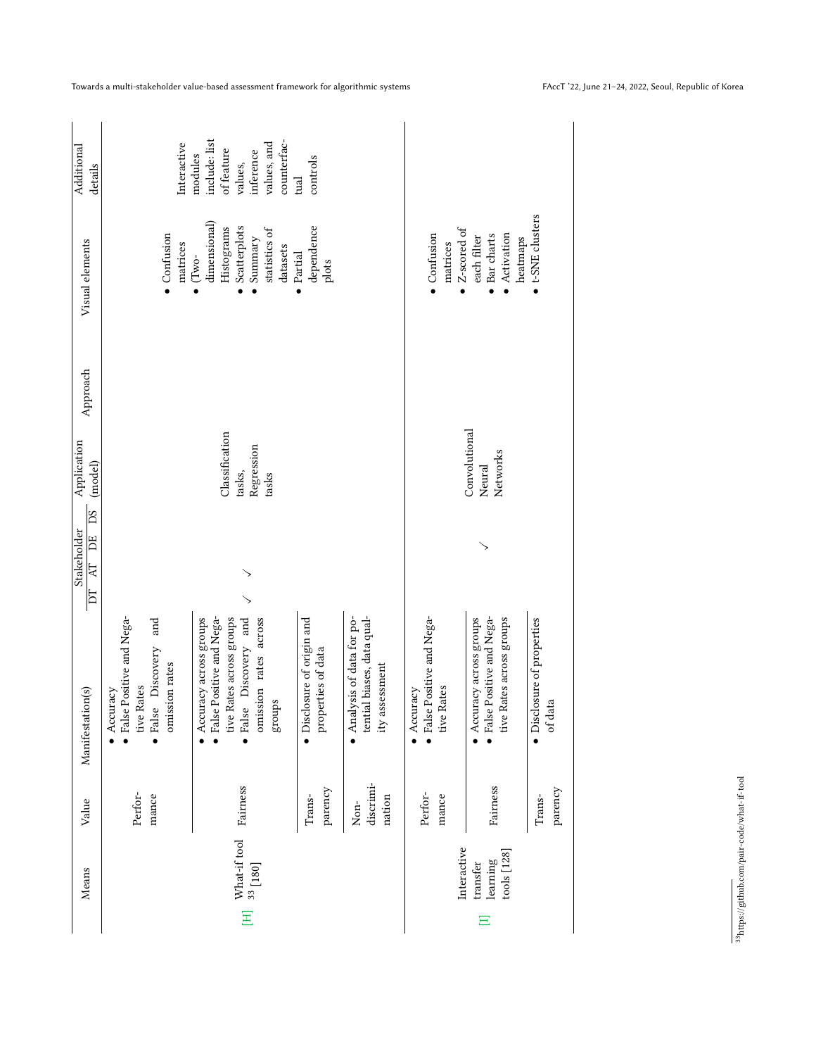| Means | Value | Manifestation(s) | Stakeholder DT | AT | DE | DS | Application (model) | Approach | Visual elements | Additional details |
|---|---|---|---|---|---|---|---|---|---|---|
| [H] What-if tool [33] [180] | Performance | • Accuracy<br>• False Positive and Negative Rates<br>• False Discovery and omission rates | ✓ | ✓ | | | Classification tasks, Regression tasks | | • Confusion matrices<br>• (Two-dimensional) Histograms<br>• Scatterplots<br>• Summary statistics of datasets<br>• Partial dependence plots | Interactive modules include: list of feature values, inference values, and counterfactual controls |
| | Fairness | • Accuracy across groups<br>• False Positive and Negative Rates across groups<br>• False Discovery and omission rates across groups | | | | | | | | |
| | Transparency | • Disclosure of origin and properties of data | | | | | | | | |
| | Non-discrimination | • Analysis of data for potential biases, data quality assessment | | | | | | | | |
| [I] Interactive transfer learning tools [128] | Performance | • Accuracy<br>• False Positive and Negative Rates | | | ✓ | | Convolutional Neural Networks | | • Confusion matrices<br>• Z-scored of each filter<br>• Bar charts<br>• Activation heatmaps<br>• t-SNE clusters | |
| | Fairness | • Accuracy across groups<br>• False Positive and Negative Rates across groups | | | | | | | | |
| | Transparency | • Disclosure of properties of data | | | | | | | | |

[33] https://github.com/pair-code/what-if-tool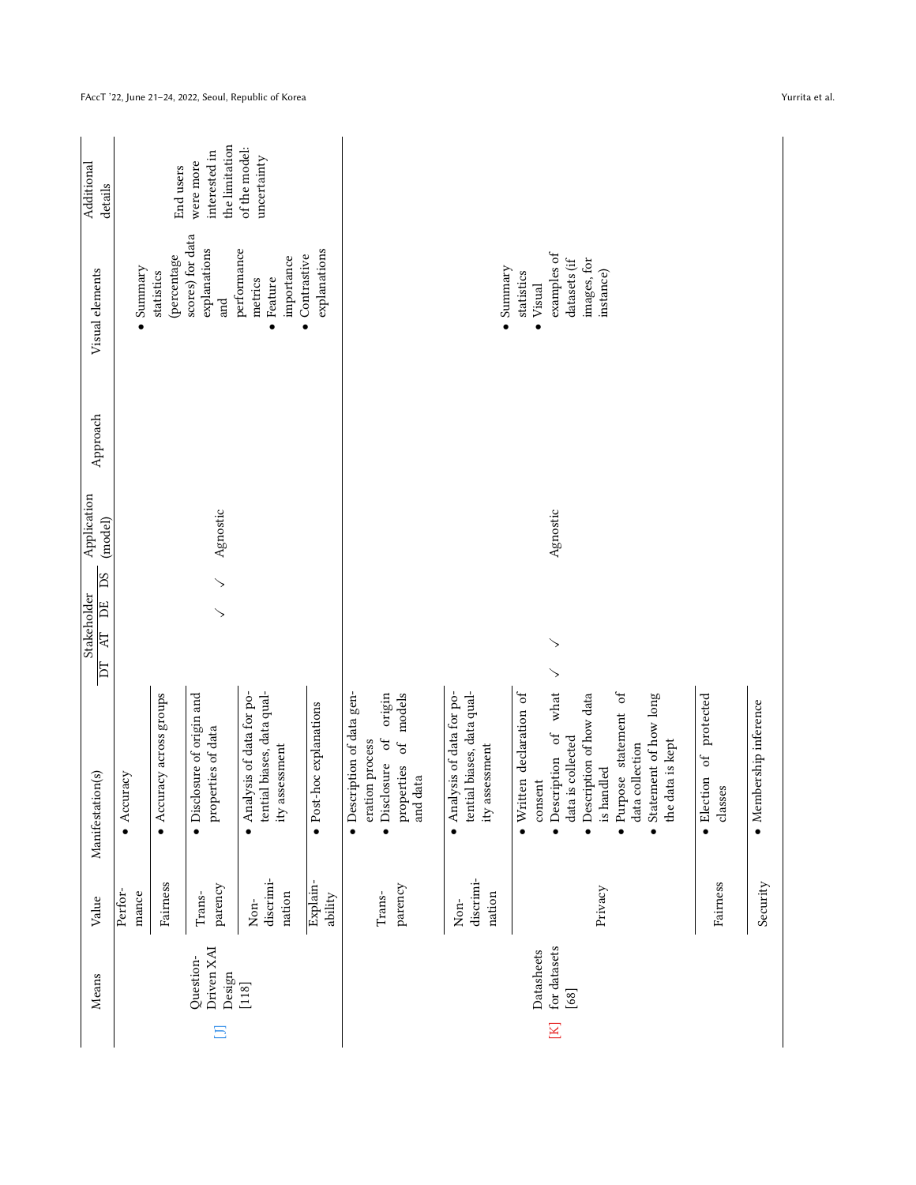| Means | Value | Manifestation(s) | Stakeholder DT | AT | DE | DS | Application (model) | Approach | Visual elements | Additional details |
|---|---|---|---|---|---|---|---|---|---|---|
| [J] Question-Driven XAI Design [118] | Performance | • Accuracy | | | ✓ | ✓ | Agnostic | | • Summary statistics (percentage scores) for data explanations and performance metrics<br>• Feature importance<br>• Contrastive explanations | End users were more interested in the limitation of the model: uncertainty |
| | Fairness | • Accuracy across groups | | | | | | | | |
| | Transparency | • Disclosure of origin and properties of data | | | | | | | | |
| | Non-discrimination | • Analysis of data for potential biases, data quality assessment | | | | | | | | |
| | Explainability | • Post-hoc explanations | | | | | | | | |
| [K] Datasheets for datasets [68] | Transparency | • Description of data generation process<br>• Disclosure of origin properties of models and data | ✓ | ✓ | | | Agnostic | | • Summary statistics<br>• Visual examples of datasets (if images, for instance) | |
| | Non-discrimination | • Analysis of data for potential biases, data quality assessment | | | | | | | | |
| | Privacy | • Written declaration of consent<br>• Description of what data is collected<br>• Description of how data is handled<br>• Purpose statement of data collection<br>• Statement of how long the data is kept | | | | | | | | |
| | Fairness | • Election of protected classes | | | | | | | | |
| | Security | • Membership inference | | | | | | | | |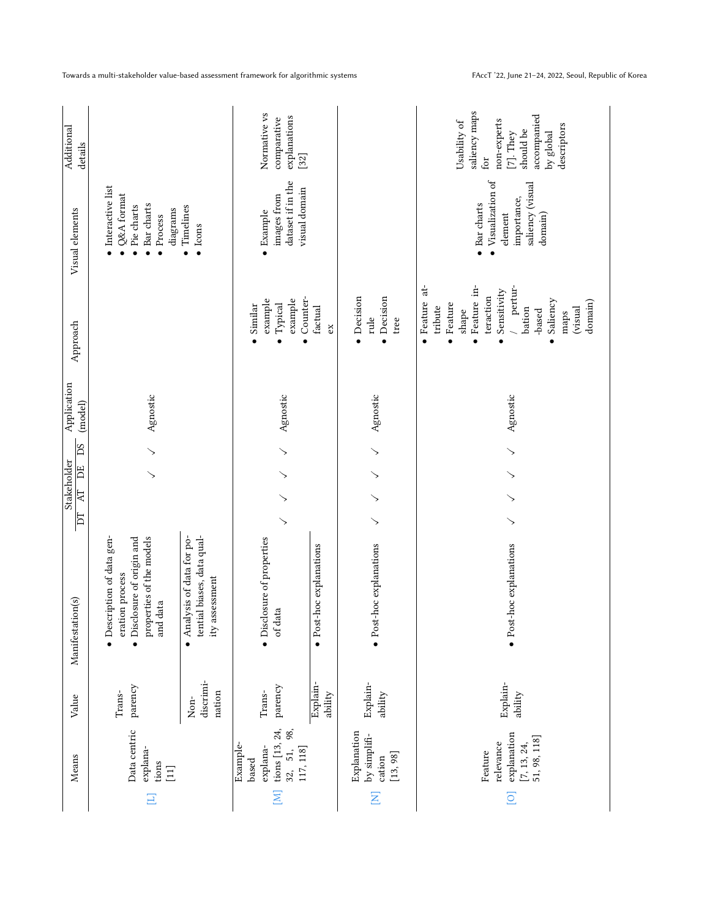| | Means | Value | Manifestation(s) | Stakeholder | | | | Application (model) | Approach | Visual elements | Additional details |
|---|---|---|---|---|---|---|---|---|---|---|---|
| | | | | DT | AT | DE | DS | | | | |
| [L] | Data centric explanations [11] | Transparency | • Description of data generation process • Disclosure of origin and properties of the models and data | | ✓ | ✓ | | Agnostic | | • Interactive list • Q&A format • Pie charts • Bar charts • Process diagrams • Timelines • Icons | |
| | | Non-discrimination | • Analysis of data for potential biases, data quality assessment | | | | | | | | |
| [M] | Example-based explanations [13, 24, 32, 51, 98, 117, 118] | Transparency | • Disclosure of properties of data | ✓ | ✓ | ✓ | ✓ | Agnostic | • Similar example • Typical example • Counterfactual ex | • Example images from dataset if in the visual domain | Normative vs comparative explanations [32] |
| | | Explainability | • Post-hoc explanations | | | | | | | | |
| [N] | Explanation by simplification [13, 98] | Explainability | • Post-hoc explanations | ✓ | ✓ | ✓ | ✓ | Agnostic | • Decision rule • Decision tree | | |
| [O] | Feature relevance explanation [7, 13, 24, 51, 98, 118] | Explainability | • Post-hoc explanations | ✓ | ✓ | ✓ | ✓ | Agnostic | • Feature attribute • Feature shape • Feature interaction • Sensitivity / perturbation -based • Saliency maps (visual domain) | • Bar charts • Visualization of element importance, saliency (visual domain) | Usability of saliency maps for non-experts [7]. They should be accompanied by global descriptors |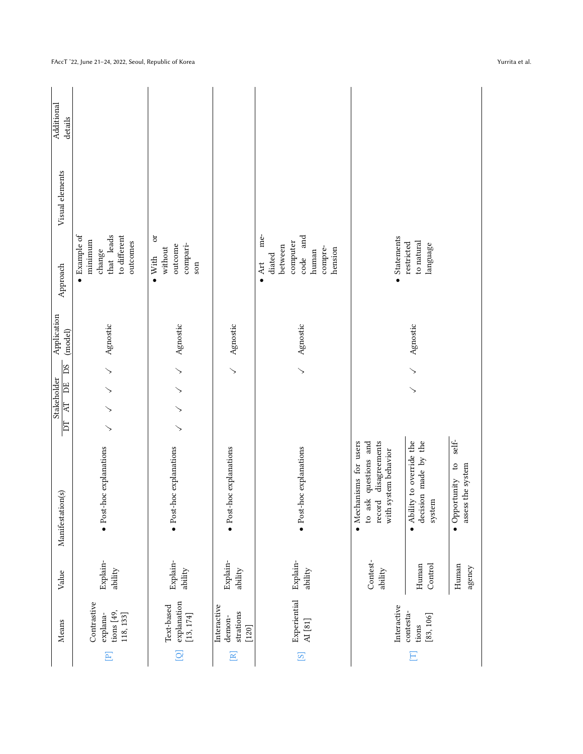| | Means | Value | Manifestation(s) | Stakeholder DT | AT | DE | DS | Application (model) | Approach | Visual elements | Additional details |
|---|---|---|---|---|---|---|---|---|---|---|---|
| [P] | Contrastive explanations [49, 118, 133] | Explainability | • Post-hoc explanations | ✓ | ✓ | ✓ | ✓ | Agnostic | • Example of minimum change that leads to different outcomes | | |
| [Q] | Text-based explanation [13, 174] | Explainability | • Post-hoc explanations | ✓ | ✓ | ✓ | ✓ | Agnostic | • With or without outcome comparison | | |
| [R] | Interactive demonstrations [120] | Explainability | • Post-hoc explanations | | | | ✓ | Agnostic | | | |
| [S] | Experiential AI [81] | Explainability | • Post-hoc explanations | | | | ✓ | Agnostic | • Art mediated between computer code and human comprehension | | |
| [T] | Interactive contestations [83, 106] | Contestability | • Mechanisms for users to ask questions and record disagreements with system behavior | | | | | | | | |
| | | Human Control | • Ability to override the decision made by the system | | | ✓ | ✓ | Agnostic | • Statements restricted to natural language | | |
| | | Human agency | • Opportunity to self-assess the system | | | | | | | | |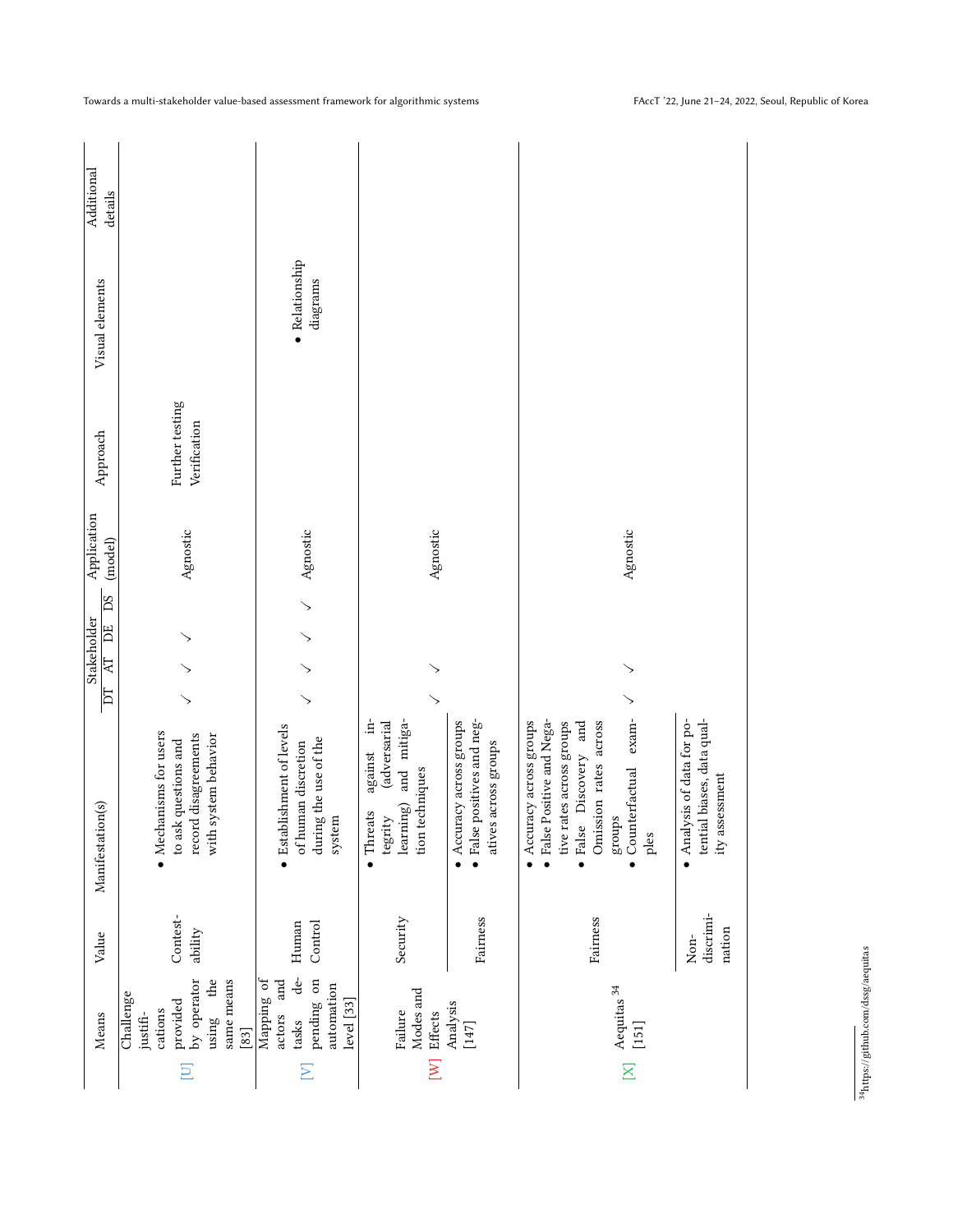| Means | Value | Manifestation(s) | Stakeholder | | | | Application (model) | Approach | Visual elements | Additional details |
|---|---|---|---|---|---|---|---|---|---|---|
| | | | DT | AT | DE | DS | | | | |
| [U] Challenge justifications provided by operator using the same means [83] | Contestability | • Mechanisms for users to ask questions and record disagreements with system behavior | ✓ | ✓ | ✓ | | Agnostic | Further testing Verification | | |
| [V] Mapping of actors and tasks depending on automation level [33] | Human Control | • Establishment of levels of human discretion during the use of the system | ✓ | ✓ | ✓ | ✓ | Agnostic | | • Relationship diagrams | |
| [W] Failure Modes and Effects Analysis [147] | Security | • Threats against integrity (adversarial learning) and mitigation techniques | ✓ | ✓ | | | Agnostic | | | |
| | Fairness | • Accuracy across groups<br>• False positives and negatives across groups | | | | | | | | |
| [X] Aequitas [34] [151] | Fairness | • Accuracy across groups<br>• False Positive and Negative rates across groups<br>• False Discovery and Omission rates across groups<br>• Counterfactual examples | ✓ | ✓ | | | Agnostic | | | |
| | Non-discrimination | • Analysis of data for potential biases, data quality assessment | | | | | | | | |

[34] https://github.com/dssg/aequitas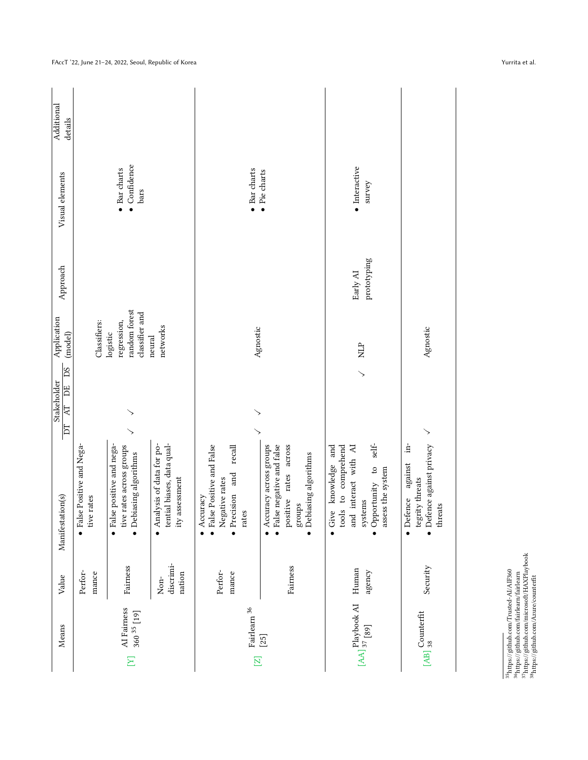| Means | Value | Manifestation(s) | Stakeholder | | | | Application (model) | Approach | Visual elements | Additional details |
|---|---|---|---|---|---|---|---|---|---|---|
| | | | DT | AT | DE | DS | | | | |
| [Y] AI Fairness 360 [35] [19] | Performance | • False Positive and Negative rates | ✓ | ✓ | | | Classifiers: logistic regression, random forest classifier and neural networks | | • Bar charts • Confidence bars | |
| | Fairness | • False positive and negative rates across groups • Debiasing algorithms | | | | | | | | |
| | Non-discrimination | • Analysis of data for potential biases, data quality assessment | | | | | | | | |
| [Z] Fairlearn [36] [25] | Performance | • Accuracy • False Positive and False Negative rates • Precision and recall rates | ✓ | ✓ | | | Agnostic | | • Bar charts • Pie charts | |
| | Fairness | • Accuracy across groups • False negative and false positive rates across groups • Debiasing algorithms | | | | | | | | |
| [AA] Playbook AI [37] [89] | Human agency | • Give knowledge and tools to comprehend and interact with AI systems • Opportunity to self-assess the system | | | | ✓ | NLP | Early AI prototyping | • Interactive survey | |
| [AB] Counterfit [38] | Security | • Defence against integrity threats • Defence against privacy threats | ✓ | | | | Agnostic | | | |

[35] https://github.com/Trusted-AI/AIF360
[36] https://github.com/fairlearn/fairlearn
[37] https://github.com/microsoft/HAXPlaybook
[38] https://github.com/Azure/counterfit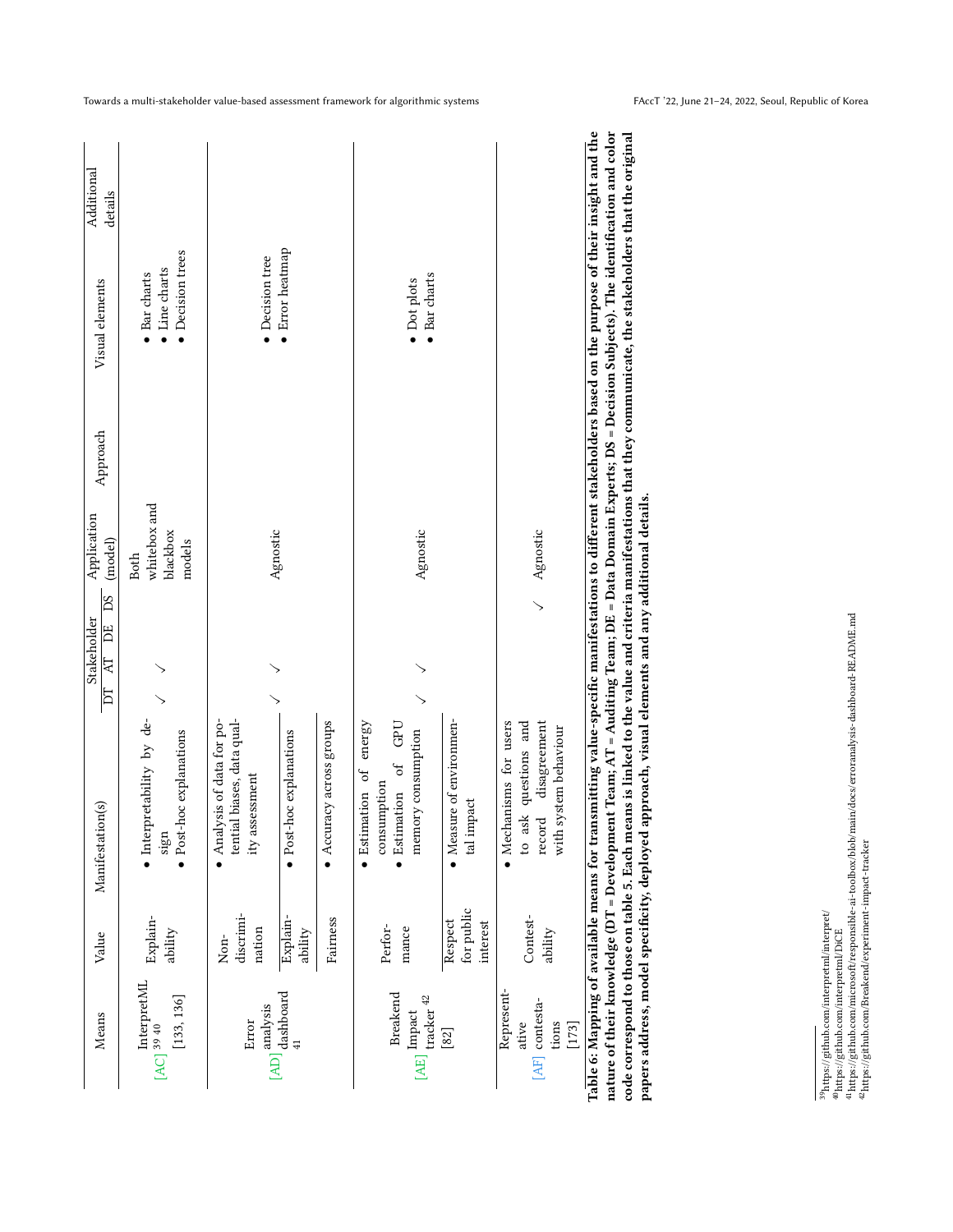| Means | Value | Manifestation(s) | Stakeholder DT | AT | DE | DS | Application (model) | Approach | Visual elements | Additional details |
|---|---|---|---|---|---|---|---|---|---|---|
| [AC] InterpretML [39] [40] [133, 136] | Explainability | • Interpretability by design<br>• Post-hoc explanations | ✓ | ✓ | | | Both whitebox and blackbox models | | • Bar charts<br>• Line charts<br>• Decision trees | |
| [AD] Error analysis dashboard [41] | Non-discrimination | • Analysis of data for potential biases, data quality assessment | | | | | | | | |
| | Explainability | • Post-hoc explanations | ✓ | ✓ | | | Agnostic | | • Decision tree<br>• Error heatmap | |
| | Fairness | • Accuracy across groups | | | | | | | | |
| [AE] Breakend Impact tracker [42] [82] | Performance | • Estimation of energy consumption<br>• Estimation of GPU memory consumption | ✓ | ✓ | | | Agnostic | | • Dot plots<br>• Bar charts | |
| | Respect for public interest | • Measure of environmental impact | | | | | | | | |
| [AF] Representative contestations [173] | Contestability | • Mechanisms for users to ask questions and record disagreement with system behaviour | | | | ✓ | Agnostic | | | |

**Table 6: Mapping of available means for transmitting value-specific manifestations to different stakeholders based on the purpose of their insight and the nature of their knowledge (DT = Development Team; AT = Auditing Team; DE = Data Domain Experts; DS = Decision Subjects). The identification and color code correspond to those on table 5. Each means is linked to the value and criteria manifestations that they communicate, the stakeholders that the original papers address, model specificity, deployed approach, visual elements and any additional details.**

[39] https://github.com/interpretml/interpret/
[40] https://github.com/interpretml/DiCE
[41] https://github.com/microsoft/responsible-ai-toolbox/blob/main/docs/erroranalysis-dashboard-README.md
[42] https://github.com/Breakend/experiment-impact-tracker